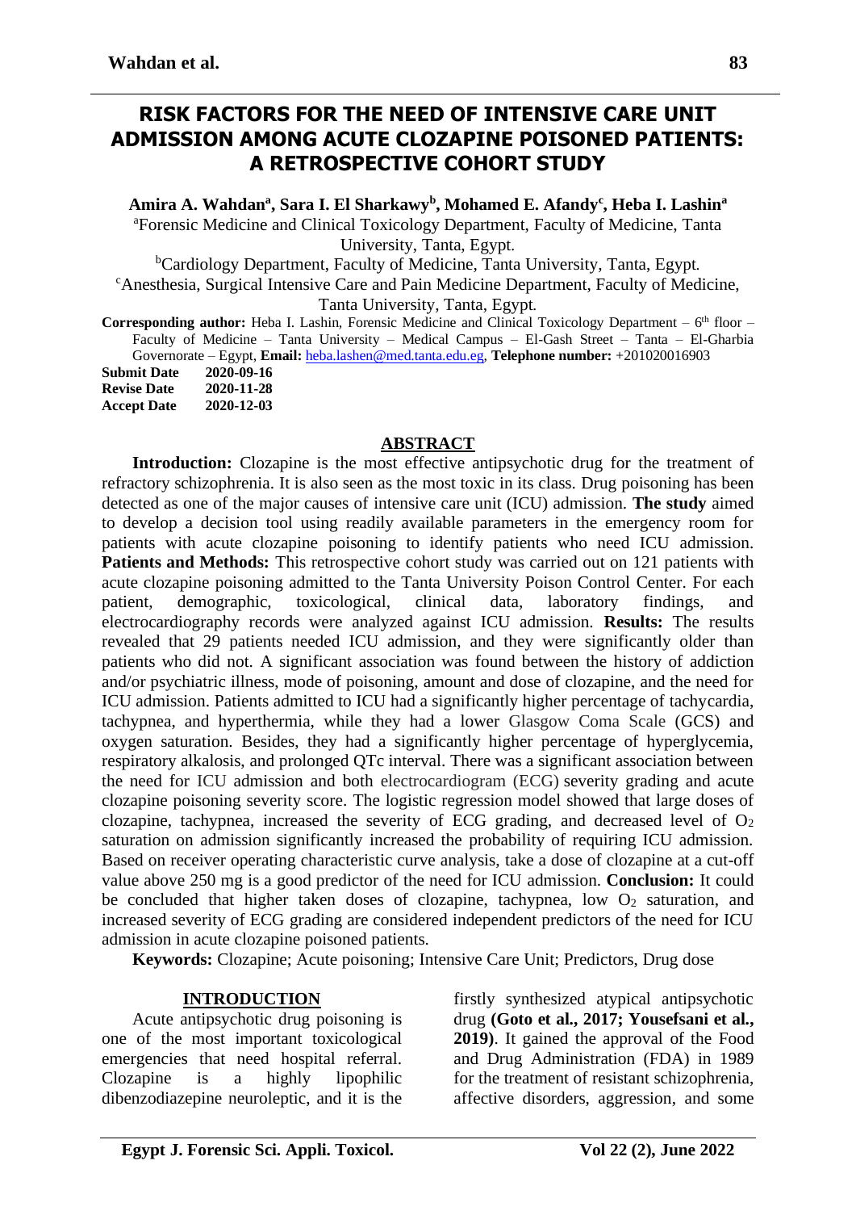# RISK FACTORS FOR THE NEED OF INTENSIVE CARE UNIT ADMISSION AMONG ACUTE CLOZAPINE POISONED PATIENTS: A RETROSPECTIVE COHORT STUDY

**Amira A. Wahdan[a], Sara I. El Sharkawy[b], Mohamed E. Afandy[c], Heba I. Lashin[a]**

[a]Forensic Medicine and Clinical Toxicology Department, Faculty of Medicine, Tanta University, Tanta, Egypt.

[b]Cardiology Department, Faculty of Medicine, Tanta University, Tanta, Egypt.

[c]Anesthesia, Surgical Intensive Care and Pain Medicine Department, Faculty of Medicine, Tanta University, Tanta, Egypt.

**Corresponding author:** Heba I. Lashin, Forensic Medicine and Clinical Toxicology Department – 6th floor – Faculty of Medicine – Tanta University – Medical Campus – El-Gash Street – Tanta – El-Gharbia Governorate – Egypt, **Email:** heba.lashen@med.tanta.edu.eg, **Telephone number:** +201020016903

**Submit Date** 2020-09-16
**Revise Date** 2020-11-28
**Accept Date** 2020-12-03

## ABSTRACT

**Introduction:** Clozapine is the most effective antipsychotic drug for the treatment of refractory schizophrenia. It is also seen as the most toxic in its class. Drug poisoning has been detected as one of the major causes of intensive care unit (ICU) admission. **The study** aimed to develop a decision tool using readily available parameters in the emergency room for patients with acute clozapine poisoning to identify patients who need ICU admission. **Patients and Methods:** This retrospective cohort study was carried out on 121 patients with acute clozapine poisoning admitted to the Tanta University Poison Control Center. For each patient, demographic, toxicological, clinical data, laboratory findings, and electrocardiography records were analyzed against ICU admission. **Results:** The results revealed that 29 patients needed ICU admission, and they were significantly older than patients who did not. A significant association was found between the history of addiction and/or psychiatric illness, mode of poisoning, amount and dose of clozapine, and the need for ICU admission. Patients admitted to ICU had a significantly higher percentage of tachycardia, tachypnea, and hyperthermia, while they had a lower Glasgow Coma Scale (GCS) and oxygen saturation. Besides, they had a significantly higher percentage of hyperglycemia, respiratory alkalosis, and prolonged QTc interval. There was a significant association between the need for ICU admission and both electrocardiogram (ECG) severity grading and acute clozapine poisoning severity score. The logistic regression model showed that large doses of clozapine, tachypnea, increased the severity of ECG grading, and decreased level of $O_2$ saturation on admission significantly increased the probability of requiring ICU admission. Based on receiver operating characteristic curve analysis, take a dose of clozapine at a cut-off value above 250 mg is a good predictor of the need for ICU admission. **Conclusion:** It could be concluded that higher taken doses of clozapine, tachypnea, low $O_2$ saturation, and increased severity of ECG grading are considered independent predictors of the need for ICU admission in acute clozapine poisoned patients.

**Keywords:** Clozapine; Acute poisoning; Intensive Care Unit; Predictors, Drug dose

## INTRODUCTION

Acute antipsychotic drug poisoning is one of the most important toxicological emergencies that need hospital referral. Clozapine is a highly lipophilic dibenzodiazepine neuroleptic, and it is the firstly synthesized atypical antipsychotic drug **(Goto et al., 2017; Yousefsani et al., 2019)**. It gained the approval of the Food and Drug Administration (FDA) in 1989 for the treatment of resistant schizophrenia, affective disorders, aggression, and some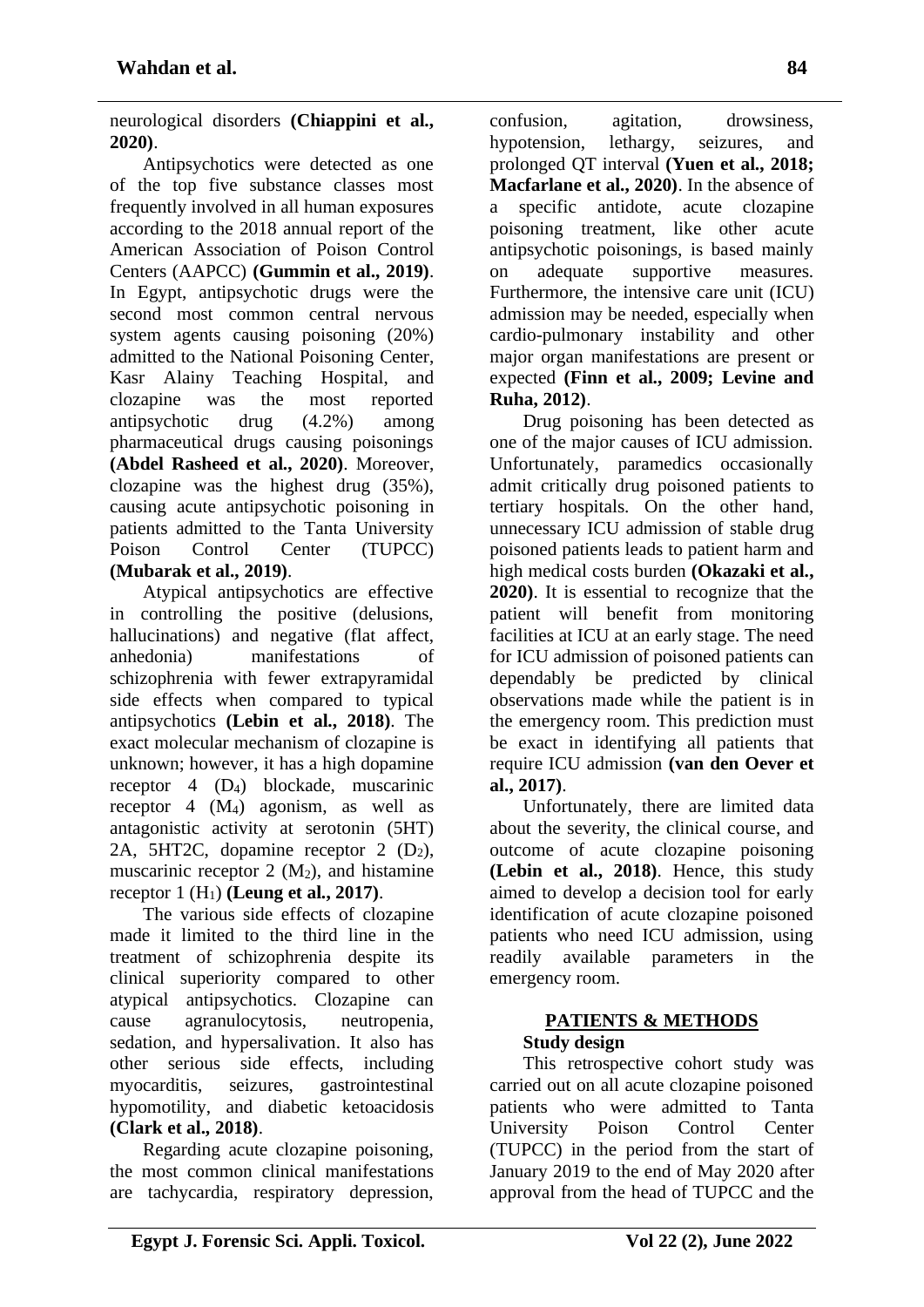neurological disorders **(Chiappini et al., 2020)**.

Antipsychotics were detected as one of the top five substance classes most frequently involved in all human exposures according to the 2018 annual report of the American Association of Poison Control Centers (AAPCC) **(Gummin et al., 2019)**. In Egypt, antipsychotic drugs were the second most common central nervous system agents causing poisoning (20%) admitted to the National Poisoning Center, Kasr Alainy Teaching Hospital, and clozapine was the most reported antipsychotic drug (4.2%) among pharmaceutical drugs causing poisonings **(Abdel Rasheed et al., 2020)**. Moreover, clozapine was the highest drug (35%), causing acute antipsychotic poisoning in patients admitted to the Tanta University Poison Control Center (TUPCC) **(Mubarak et al., 2019)**.

Atypical antipsychotics are effective in controlling the positive (delusions, hallucinations) and negative (flat affect, anhedonia) manifestations of schizophrenia with fewer extrapyramidal side effects when compared to typical antipsychotics **(Lebin et al., 2018)**. The exact molecular mechanism of clozapine is unknown; however, it has a high dopamine receptor 4 ($D_4$) blockade, muscarinic receptor 4 ($M_4$) agonism, as well as antagonistic activity at serotonin (5HT) 2A, 5HT2C, dopamine receptor 2 ($D_2$), muscarinic receptor 2 ($M_2$), and histamine receptor 1 ($H_1$) **(Leung et al., 2017)**.

The various side effects of clozapine made it limited to the third line in the treatment of schizophrenia despite its clinical superiority compared to other atypical antipsychotics. Clozapine can cause agranulocytosis, neutropenia, sedation, and hypersalivation. It also has other serious side effects, including myocarditis, seizures, gastrointestinal hypomotility, and diabetic ketoacidosis **(Clark et al., 2018)**.

Regarding acute clozapine poisoning, the most common clinical manifestations are tachycardia, respiratory depression, confusion, agitation, drowsiness, hypotension, lethargy, seizures, and prolonged QT interval **(Yuen et al., 2018; Macfarlane et al., 2020)**. In the absence of a specific antidote, acute clozapine poisoning treatment, like other acute antipsychotic poisonings, is based mainly on adequate supportive measures. Furthermore, the intensive care unit (ICU) admission may be needed, especially when cardio-pulmonary instability and other major organ manifestations are present or expected **(Finn et al., 2009; Levine and Ruha, 2012)**.

Drug poisoning has been detected as one of the major causes of ICU admission. Unfortunately, paramedics occasionally admit critically drug poisoned patients to tertiary hospitals. On the other hand, unnecessary ICU admission of stable drug poisoned patients leads to patient harm and high medical costs burden **(Okazaki et al., 2020)**. It is essential to recognize that the patient will benefit from monitoring facilities at ICU at an early stage. The need for ICU admission of poisoned patients can dependably be predicted by clinical observations made while the patient is in the emergency room. This prediction must be exact in identifying all patients that require ICU admission **(van den Oever et al., 2017)**.

Unfortunately, there are limited data about the severity, the clinical course, and outcome of acute clozapine poisoning **(Lebin et al., 2018)**. Hence, this study aimed to develop a decision tool for early identification of acute clozapine poisoned patients who need ICU admission, using readily available parameters in the emergency room.

## PATIENTS & METHODS

### Study design

This retrospective cohort study was carried out on all acute clozapine poisoned patients who were admitted to Tanta University Poison Control Center (TUPCC) in the period from the start of January 2019 to the end of May 2020 after approval from the head of TUPCC and the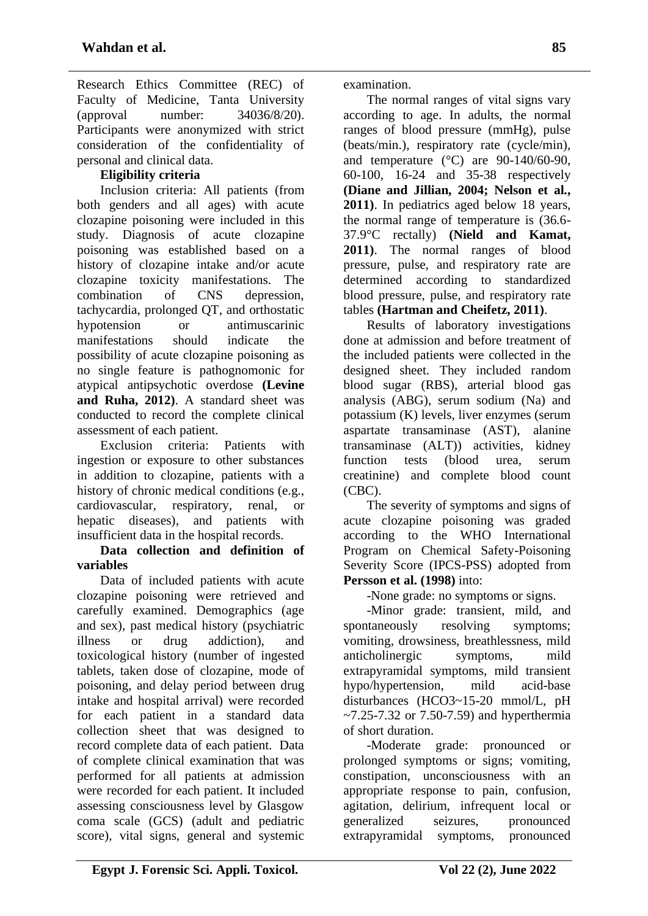Research Ethics Committee (REC) of Faculty of Medicine, Tanta University (approval number: 34036/8/20). Participants were anonymized with strict consideration of the confidentiality of personal and clinical data.

**Eligibility criteria**

Inclusion criteria: All patients (from both genders and all ages) with acute clozapine poisoning were included in this study. Diagnosis of acute clozapine poisoning was established based on a history of clozapine intake and/or acute clozapine toxicity manifestations. The combination of CNS depression, tachycardia, prolonged QT, and orthostatic hypotension or antimuscarinic manifestations should indicate the possibility of acute clozapine poisoning as no single feature is pathognomonic for atypical antipsychotic overdose **(Levine and Ruha, 2012)**. A standard sheet was conducted to record the complete clinical assessment of each patient.

Exclusion criteria: Patients with ingestion or exposure to other substances in addition to clozapine, patients with a history of chronic medical conditions (e.g., cardiovascular, respiratory, renal, or hepatic diseases), and patients with insufficient data in the hospital records.

**Data collection and definition of variables**

Data of included patients with acute clozapine poisoning were retrieved and carefully examined. Demographics (age and sex), past medical history (psychiatric illness or drug addiction), and toxicological history (number of ingested tablets, taken dose of clozapine, mode of poisoning, and delay period between drug intake and hospital arrival) were recorded for each patient in a standard data collection sheet that was designed to record complete data of each patient. Data of complete clinical examination that was performed for all patients at admission were recorded for each patient. It included assessing consciousness level by Glasgow coma scale (GCS) (adult and pediatric score), vital signs, general and systemic examination.

The normal ranges of vital signs vary according to age. In adults, the normal ranges of blood pressure (mmHg), pulse (beats/min.), respiratory rate (cycle/min), and temperature (°C) are 90-140/60-90, 60-100, 16-24 and 35-38 respectively **(Diane and Jillian, 2004; Nelson et al., 2011)**. In pediatrics aged below 18 years, the normal range of temperature is (36.6-37.9°C rectally) **(Nield and Kamat, 2011)**. The normal ranges of blood pressure, pulse, and respiratory rate are determined according to standardized blood pressure, pulse, and respiratory rate tables **(Hartman and Cheifetz, 2011)**.

Results of laboratory investigations done at admission and before treatment of the included patients were collected in the designed sheet. They included random blood sugar (RBS), arterial blood gas analysis (ABG), serum sodium (Na) and potassium (K) levels, liver enzymes (serum aspartate transaminase (AST), alanine transaminase (ALT)) activities, kidney function tests (blood urea, serum creatinine) and complete blood count (CBC).

The severity of symptoms and signs of acute clozapine poisoning was graded according to the WHO International Program on Chemical Safety-Poisoning Severity Score (IPCS-PSS) adopted from **Persson et al. (1998)** into:

-None grade: no symptoms or signs.

-Minor grade: transient, mild, and spontaneously resolving symptoms; vomiting, drowsiness, breathlessness, mild anticholinergic symptoms, mild extrapyramidal symptoms, mild transient hypo/hypertension, mild acid-base disturbances ($HCO_3$~15-20 mmol/L, pH ~7.25-7.32 or 7.50-7.59) and hyperthermia of short duration.

-Moderate grade: pronounced or prolonged symptoms or signs; vomiting, constipation, unconsciousness with an appropriate response to pain, confusion, agitation, delirium, infrequent local or generalized seizures, pronounced extrapyramidal symptoms, pronounced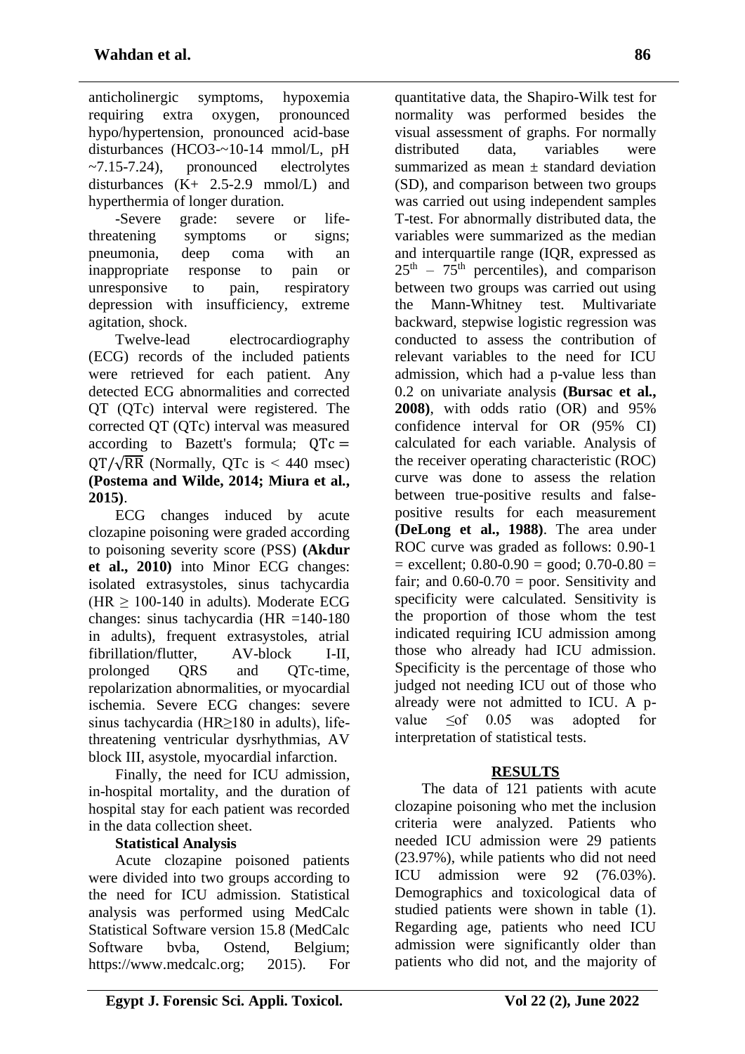anticholinergic symptoms, hypoxemia requiring extra oxygen, pronounced hypo/hypertension, pronounced acid-base disturbances ($HCO_3^-$~10-14 mmol/L, pH ~7.15-7.24), pronounced electrolytes disturbances ($K^+$ 2.5-2.9 mmol/L) and hyperthermia of longer duration.

-Severe grade: severe or life-threatening symptoms or signs; pneumonia, deep coma with an inappropriate response to pain or unresponsive to pain, respiratory depression with insufficiency, extreme agitation, shock.

Twelve-lead electrocardiography (ECG) records of the included patients were retrieved for each patient. Any detected ECG abnormalities and corrected QT (QTc) interval were registered. The corrected QT (QTc) interval was measured according to Bazett's formula; $QTc = QT/\sqrt{RR}$ (Normally, QTc is < 440 msec) **(Postema and Wilde, 2014; Miura et al., 2015)**.

ECG changes induced by acute clozapine poisoning were graded according to poisoning severity score (PSS) **(Akdur et al., 2010)** into Minor ECG changes: isolated extrasystoles, sinus tachycardia (HR ≥ 100-140 in adults). Moderate ECG changes: sinus tachycardia (HR =140-180 in adults), frequent extrasystoles, atrial fibrillation/flutter, AV-block I-II, prolonged QRS and QTc-time, repolarization abnormalities, or myocardial ischemia. Severe ECG changes: severe sinus tachycardia (HR≥180 in adults), life-threatening ventricular dysrhythmias, AV block III, asystole, myocardial infarction.

Finally, the need for ICU admission, in-hospital mortality, and the duration of hospital stay for each patient was recorded in the data collection sheet.

**Statistical Analysis**

Acute clozapine poisoned patients were divided into two groups according to the need for ICU admission. Statistical analysis was performed using MedCalc Statistical Software version 15.8 (MedCalc Software bvba, Ostend, Belgium; https://www.medcalc.org; 2015). For quantitative data, the Shapiro-Wilk test for normality was performed besides the visual assessment of graphs. For normally distributed data, variables were summarized as mean ± standard deviation (SD), and comparison between two groups was carried out using independent samples T-test. For abnormally distributed data, the variables were summarized as the median and interquartile range (IQR, expressed as $25^{th}$ – $75^{th}$ percentiles), and comparison between two groups was carried out using the Mann-Whitney test. Multivariate backward, stepwise logistic regression was conducted to assess the contribution of relevant variables to the need for ICU admission, which had a p-value less than 0.2 on univariate analysis **(Bursac et al., 2008)**, with odds ratio (OR) and 95% confidence interval for OR (95% CI) calculated for each variable. Analysis of the receiver operating characteristic (ROC) curve was done to assess the relation between true-positive results and false-positive results for each measurement **(DeLong et al., 1988)**. The area under ROC curve was graded as follows: 0.90-1 = excellent; 0.80-0.90 = good; 0.70-0.80 = fair; and 0.60-0.70 = poor. Sensitivity and specificity were calculated. Sensitivity is the proportion of those whom the test indicated requiring ICU admission among those who already had ICU admission. Specificity is the percentage of those who judged not needing ICU out of those who already were not admitted to ICU. A p-value ≤of 0.05 was adopted for interpretation of statistical tests.

## RESULTS

The data of 121 patients with acute clozapine poisoning who met the inclusion criteria were analyzed. Patients who needed ICU admission were 29 patients (23.97%), while patients who did not need ICU admission were 92 (76.03%). Demographics and toxicological data of studied patients were shown in table (1). Regarding age, patients who need ICU admission were significantly older than patients who did not, and the majority of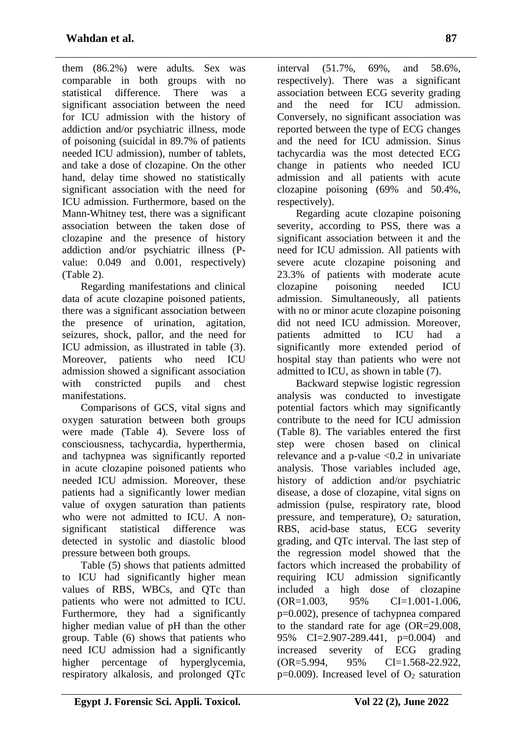them (86.2%) were adults. Sex was comparable in both groups with no statistical difference. There was a significant association between the need for ICU admission with the history of addiction and/or psychiatric illness, mode of poisoning (suicidal in 89.7% of patients needed ICU admission), number of tablets, and take a dose of clozapine. On the other hand, delay time showed no statistically significant association with the need for ICU admission. Furthermore, based on the Mann-Whitney test, there was a significant association between the taken dose of clozapine and the presence of history addiction and/or psychiatric illness (P-value: 0.049 and 0.001, respectively) (Table 2).

Regarding manifestations and clinical data of acute clozapine poisoned patients, there was a significant association between the presence of urination, agitation, seizures, shock, pallor, and the need for ICU admission, as illustrated in table (3). Moreover, patients who need ICU admission showed a significant association with constricted pupils and chest manifestations.

Comparisons of GCS, vital signs and oxygen saturation between both groups were made (Table 4). Severe loss of consciousness, tachycardia, hyperthermia, and tachypnea was significantly reported in acute clozapine poisoned patients who needed ICU admission. Moreover, these patients had a significantly lower median value of oxygen saturation than patients who were not admitted to ICU. A non-significant statistical difference was detected in systolic and diastolic blood pressure between both groups.

Table (5) shows that patients admitted to ICU had significantly higher mean values of RBS, WBCs, and QTc than patients who were not admitted to ICU. Furthermore, they had a significantly higher median value of pH than the other group. Table (6) shows that patients who need ICU admission had a significantly higher percentage of hyperglycemia, respiratory alkalosis, and prolonged QTc interval (51.7%, 69%, and 58.6%, respectively). There was a significant association between ECG severity grading and the need for ICU admission. Conversely, no significant association was reported between the type of ECG changes and the need for ICU admission. Sinus tachycardia was the most detected ECG change in patients who needed ICU admission and all patients with acute clozapine poisoning (69% and 50.4%, respectively).

Regarding acute clozapine poisoning severity, according to PSS, there was a significant association between it and the need for ICU admission. All patients with severe acute clozapine poisoning and 23.3% of patients with moderate acute clozapine poisoning needed ICU admission. Simultaneously, all patients with no or minor acute clozapine poisoning did not need ICU admission. Moreover, patients admitted to ICU had a significantly more extended period of hospital stay than patients who were not admitted to ICU, as shown in table (7).

Backward stepwise logistic regression analysis was conducted to investigate potential factors which may significantly contribute to the need for ICU admission (Table 8). The variables entered the first step were chosen based on clinical relevance and a p-value <0.2 in univariate analysis. Those variables included age, history of addiction and/or psychiatric disease, a dose of clozapine, vital signs on admission (pulse, respiratory rate, blood pressure, and temperature), $O_2$ saturation, RBS, acid-base status, ECG severity grading, and QTc interval. The last step of the regression model showed that the factors which increased the probability of requiring ICU admission significantly included a high dose of clozapine (OR=1.003, 95% CI=1.001-1.006, p=0.002), presence of tachypnea compared to the standard rate for age (OR=29.008, 95% CI=2.907-289.441, p=0.004) and increased severity of ECG grading (OR=5.994, 95% CI=1.568-22.922, p=0.009). Increased level of $O_2$ saturation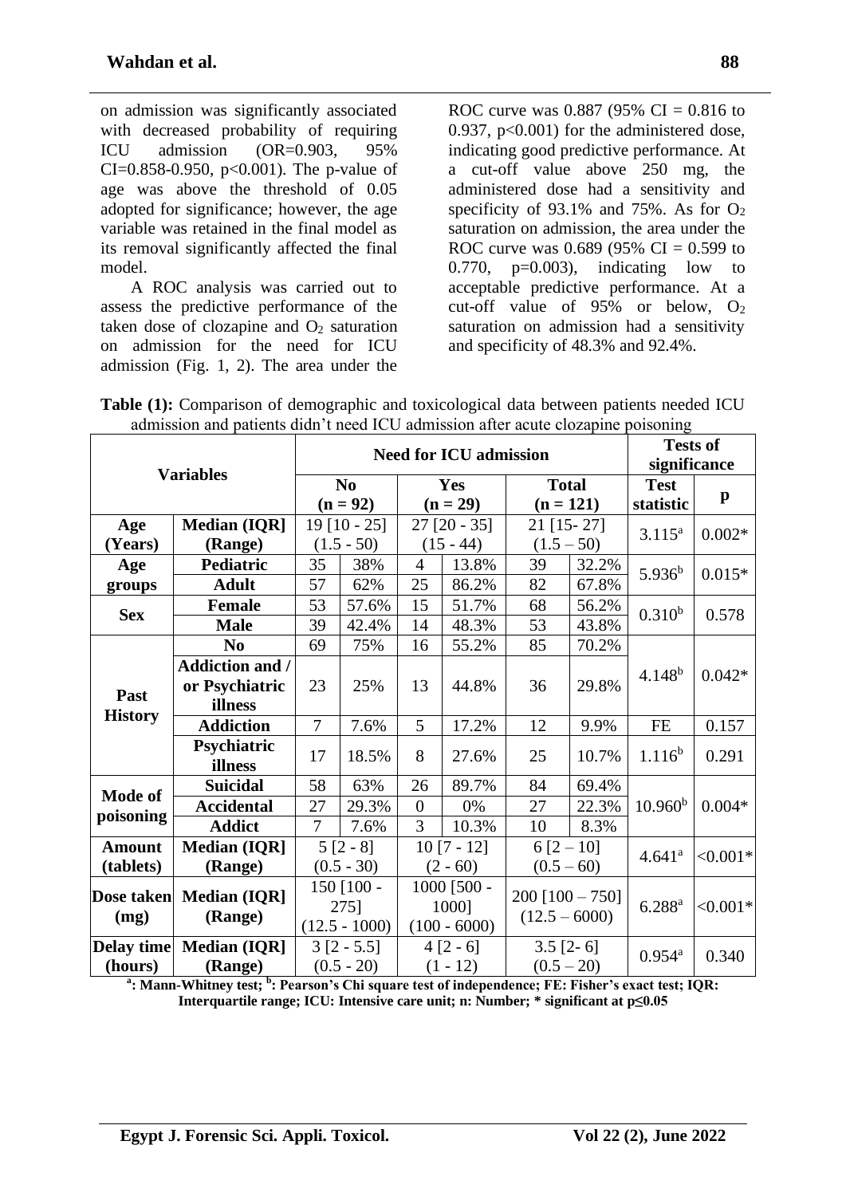on admission was significantly associated with decreased probability of requiring ICU admission (OR=0.903, 95% CI=0.858-0.950, p<0.001). The p-value of age was above the threshold of 0.05 adopted for significance; however, the age variable was retained in the final model as its removal significantly affected the final model.

A ROC analysis was carried out to assess the predictive performance of the taken dose of clozapine and $O_2$ saturation on admission for the need for ICU admission (Fig. 1, 2). The area under the ROC curve was 0.887 (95% CI = 0.816 to 0.937, p<0.001) for the administered dose, indicating good predictive performance. At a cut-off value above 250 mg, the administered dose had a sensitivity and specificity of 93.1% and 75%. As for $O_2$ saturation on admission, the area under the ROC curve was 0.689 (95% CI = 0.599 to 0.770, p=0.003), indicating low to acceptable predictive performance. At a cut-off value of 95% or below, $O_2$ saturation on admission had a sensitivity and specificity of 48.3% and 92.4%.

**Table (1):** Comparison of demographic and toxicological data between patients needed ICU admission and patients didn't need ICU admission after acute clozapine poisoning

| Variables | | Need for ICU admission | | | | | | Tests of significance | |
|---|---|---|---|---|---|---|---|---|---|
| | | No (n = 92) | | Yes (n = 29) | | Total (n = 121) | | Test statistic | p |
| Age (Years) | Median (IQR) (Range) | 19 [10 - 25] (1.5 - 50) | | 27 [20 - 35] (15 - 44) | | 21 [15- 27] (1.5 – 50) | | 3.115[a] | 0.002* |
| Age groups | Pediatric | 35 | 38% | 4 | 13.8% | 39 | 32.2% | 5.936[b] | 0.015* |
| | Adult | 57 | 62% | 25 | 86.2% | 82 | 67.8% | | |
| Sex | Female | 53 | 57.6% | 15 | 51.7% | 68 | 56.2% | 0.310[b] | 0.578 |
| | Male | 39 | 42.4% | 14 | 48.3% | 53 | 43.8% | | |
| Past History | No | 69 | 75% | 16 | 55.2% | 85 | 70.2% | 4.148[b] | 0.042* |
| | Addiction and / or Psychiatric illness | 23 | 25% | 13 | 44.8% | 36 | 29.8% | | |
| | Addiction | 7 | 7.6% | 5 | 17.2% | 12 | 9.9% | FE | 0.157 |
| | Psychiatric illness | 17 | 18.5% | 8 | 27.6% | 25 | 10.7% | 1.116[b] | 0.291 |
| Mode of poisoning | Suicidal | 58 | 63% | 26 | 89.7% | 84 | 69.4% | 10.960[b] | 0.004* |
| | Accidental | 27 | 29.3% | 0 | 0% | 27 | 22.3% | | |
| | Addict | 7 | 7.6% | 3 | 10.3% | 10 | 8.3% | | |
| Amount (tablets) | Median (IQR) (Range) | 5 [2 - 8] (0.5 - 30) | | 10 [7 - 12] (2 - 60) | | 6 [2 – 10] (0.5 – 60) | | 4.641[a] | <0.001* |
| Dose taken (mg) | Median (IQR) (Range) | 150 [100 - 275] (12.5 - 1000) | | 1000 [500 - 1000] (100 - 6000) | | 200 [100 – 750] (12.5 – 6000) | | 6.288[a] | <0.001* |
| Delay time (hours) | Median (IQR) (Range) | 3 [2 - 5.5] (0.5 - 20) | | 4 [2 - 6] (1 - 12) | | 3.5 [2- 6] (0.5 – 20) | | 0.954[a] | 0.340 |

**[a]: Mann-Whitney test; [b]: Pearson's Chi square test of independence; FE: Fisher's exact test; IQR: Interquartile range; ICU: Intensive care unit; n: Number; * significant at p≤0.05**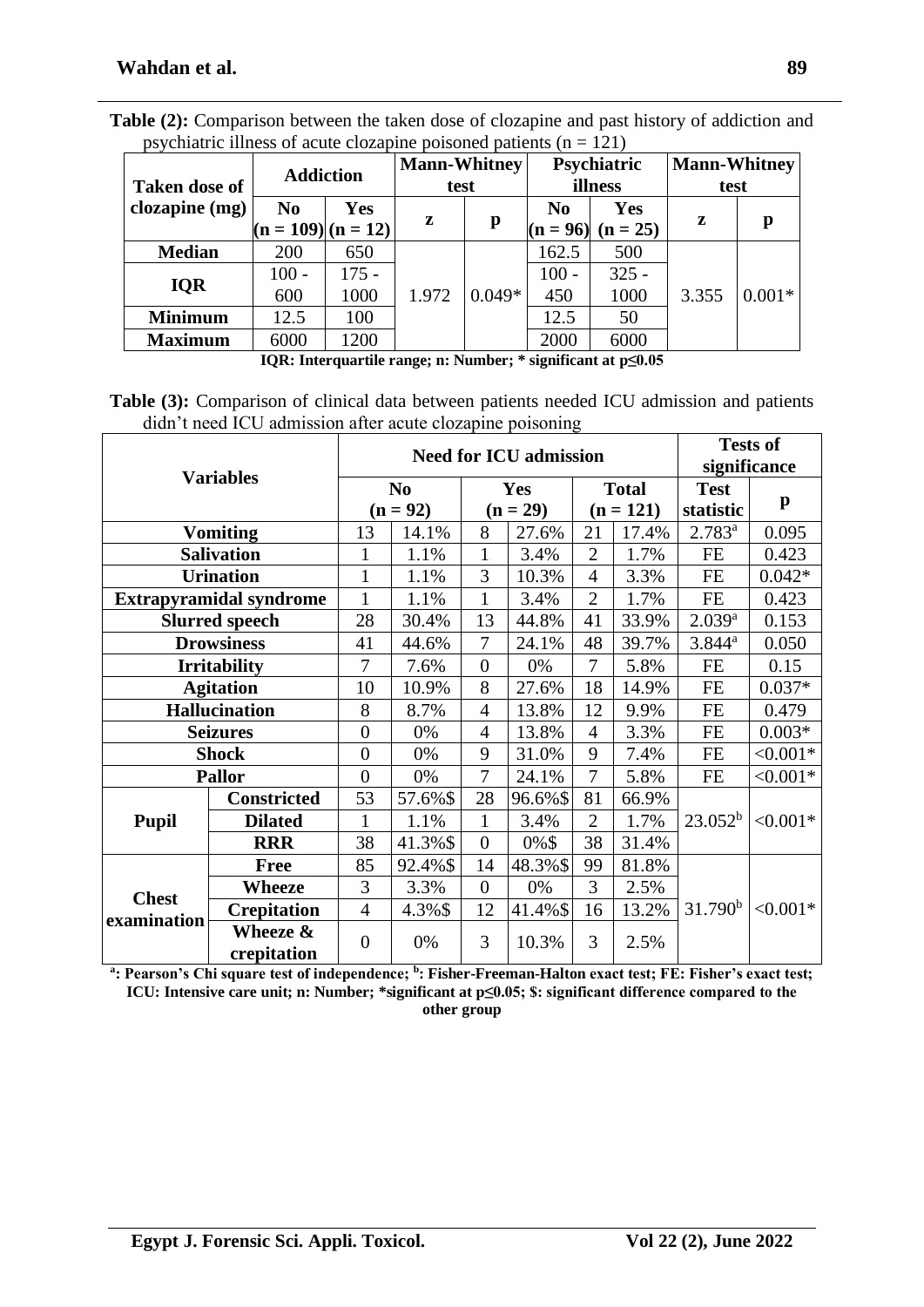**Table (2):** Comparison between the taken dose of clozapine and past history of addiction and psychiatric illness of acute clozapine poisoned patients (n = 121)

| Taken dose of clozapine (mg) | Addiction | | Mann-Whitney test | | Psychiatric illness | | Mann-Whitney test | |
|---|---|---|---|---|---|---|---|---|
| | No (n = 109) | Yes (n = 12) | z | p | No (n = 96) | Yes (n = 25) | z | p |
| Median | 200 | 650 | 1.972 | 0.049* | 162.5 | 500 | 3.355 | 0.001* |
| IQR | 100 - 600 | 175 - 1000 | | | 100 - 450 | 325 - 1000 | | |
| Minimum | 12.5 | 100 | | | 12.5 | 50 | | |
| Maximum | 6000 | 1200 | | | 2000 | 6000 | | |

**IQR: Interquartile range; n: Number; * significant at p≤0.05**

**Table (3):** Comparison of clinical data between patients needed ICU admission and patients didn't need ICU admission after acute clozapine poisoning

| Variables | | Need for ICU admission | | | | | | Tests of significance | |
|---|---|---|---|---|---|---|---|---|---|
| | | No (n = 92) | | Yes (n = 29) | | Total (n = 121) | | Test statistic | p |
| Vomiting | | 13 | 14.1% | 8 | 27.6% | 21 | 17.4% | 2.783[a] | 0.095 |
| Salivation | | 1 | 1.1% | 1 | 3.4% | 2 | 1.7% | FE | 0.423 |
| Urination | | 1 | 1.1% | 3 | 10.3% | 4 | 3.3% | FE | 0.042* |
| Extrapyramidal syndrome | | 1 | 1.1% | 1 | 3.4% | 2 | 1.7% | FE | 0.423 |
| Slurred speech | | 28 | 30.4% | 13 | 44.8% | 41 | 33.9% | 2.039[a] | 0.153 |
| Drowsiness | | 41 | 44.6% | 7 | 24.1% | 48 | 39.7% | 3.844[a] | 0.050 |
| Irritability | | 7 | 7.6% | 0 | 0% | 7 | 5.8% | FE | 0.15 |
| Agitation | | 10 | 10.9% | 8 | 27.6% | 18 | 14.9% | FE | 0.037* |
| Hallucination | | 8 | 8.7% | 4 | 13.8% | 12 | 9.9% | FE | 0.479 |
| Seizures | | 0 | 0% | 4 | 13.8% | 4 | 3.3% | FE | 0.003* |
| Shock | | 0 | 0% | 9 | 31.0% | 9 | 7.4% | FE | <0.001* |
| Pallor | | 0 | 0% | 7 | 24.1% | 7 | 5.8% | FE | <0.001* |
| Pupil | Constricted | 53 | 57.6%$ | 28 | 96.6%$ | 81 | 66.9% | 23.052[b] | <0.001* |
| | Dilated | 1 | 1.1% | 1 | 3.4% | 2 | 1.7% | | |
| | RRR | 38 | 41.3%$ | 0 | 0%$ | 38 | 31.4% | | |
| Chest examination | Free | 85 | 92.4%$ | 14 | 48.3%$ | 99 | 81.8% | 31.790[b] | <0.001* |
| | Wheeze | 3 | 3.3% | 0 | 0% | 3 | 2.5% | | |
| | Crepitation | 4 | 4.3%$ | 12 | 41.4%$ | 16 | 13.2% | | |
| | Wheeze & crepitation | 0 | 0% | 3 | 10.3% | 3 | 2.5% | | |

**[a]: Pearson's Chi square test of independence; [b]: Fisher-Freeman-Halton exact test; FE: Fisher's exact test; ICU: Intensive care unit; n: Number; *significant at p≤0.05; $: significant difference compared to the other group**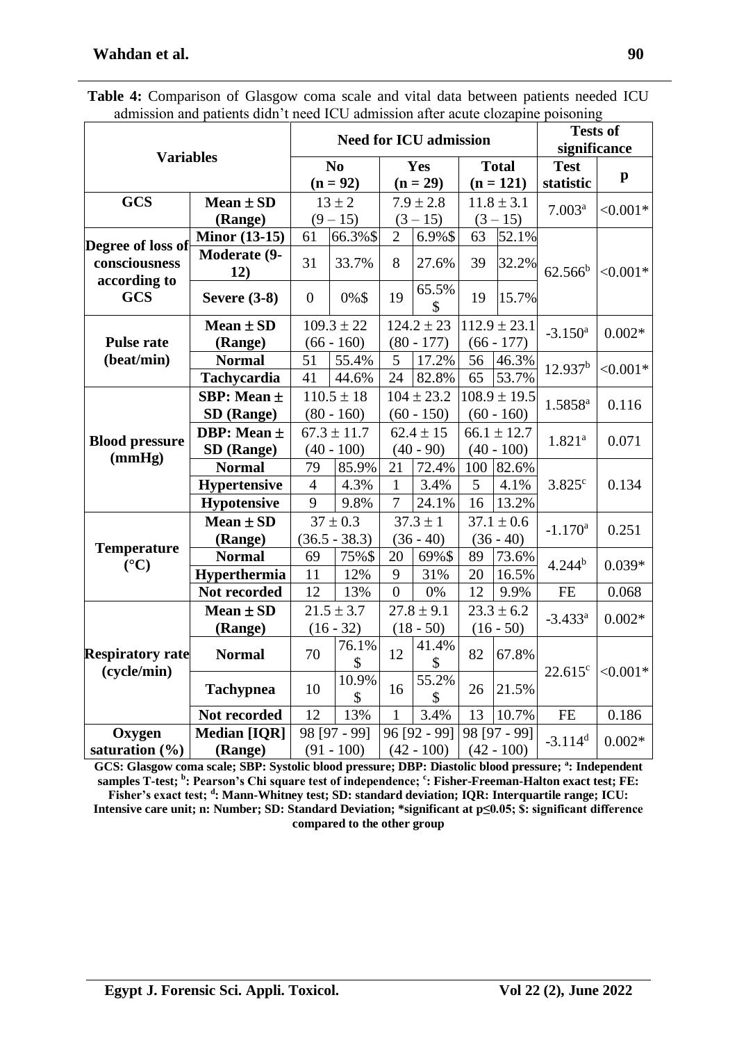**Table 4:** Comparison of Glasgow coma scale and vital data between patients needed ICU admission and patients didn't need ICU admission after acute clozapine poisoning

| Variables | | Need for ICU admission | | | | | | Tests of significance | |
|---|---|---|---|---|---|---|---|---|---|
| | | No (n = 92) | | Yes (n = 29) | | Total (n = 121) | | Test statistic | p |
| **GCS** | **Mean ± SD (Range)** | 13 ± 2 (9 – 15) | | 7.9 ± 2.8 (3 – 15) | | 11.8 ± 3.1 (3 – 15) | | 7.003[a] | <0.001* |
| **Degree of loss of consciousness according to GCS** | **Minor (13-15)** | 61 | 66.3%$ | 2 | 6.9%$ | 63 | 52.1% | 62.566[b] | <0.001* |
| | **Moderate (9-12)** | 31 | 33.7% | 8 | 27.6% | 39 | 32.2% | | |
| | **Severe (3-8)** | 0 | 0%$ | 19 | 65.5% $ | 19 | 15.7% | | |
| **Pulse rate (beat/min)** | **Mean ± SD (Range)** | 109.3 ± 22 (66 - 160) | | 124.2 ± 23 (80 - 177) | | 112.9 ± 23.1 (66 - 177) | | -3.150[a] | 0.002* |
| | **Normal** | 51 | 55.4% | 5 | 17.2% | 56 | 46.3% | 12.937[b] | <0.001* |
| | **Tachycardia** | 41 | 44.6% | 24 | 82.8% | 65 | 53.7% | | |
| **Blood pressure (mmHg)** | **SBP: Mean ± SD (Range)** | 110.5 ± 18 (80 - 160) | | 104 ± 23.2 (60 - 150) | | 108.9 ± 19.5 (60 - 160) | | 1.5858[a] | 0.116 |
| | **DBP: Mean ± SD (Range)** | 67.3 ± 11.7 (40 - 100) | | 62.4 ± 15 (40 - 90) | | 66.1 ± 12.7 (40 - 100) | | 1.821[a] | 0.071 |
| | **Normal** | 79 | 85.9% | 21 | 72.4% | 100 | 82.6% | 3.825[c] | 0.134 |
| | **Hypertensive** | 4 | 4.3% | 1 | 3.4% | 5 | 4.1% | | |
| | **Hypotensive** | 9 | 9.8% | 7 | 24.1% | 16 | 13.2% | | |
| **Temperature (°C)** | **Mean ± SD (Range)** | 37 ± 0.3 (36.5 - 38.3) | | 37.3 ± 1 (36 - 40) | | 37.1 ± 0.6 (36 - 40) | | -1.170[a] | 0.251 |
| | **Normal** | 69 | 75%$ | 20 | 69%$ | 89 | 73.6% | 4.244[b] | 0.039* |
| | **Hyperthermia** | 11 | 12% | 9 | 31% | 20 | 16.5% | | |
| | **Not recorded** | 12 | 13% | 0 | 0% | 12 | 9.9% | FE | 0.068 |
| **Respiratory rate (cycle/min)** | **Mean ± SD (Range)** | 21.5 ± 3.7 (16 - 32) | | 27.8 ± 9.1 (18 - 50) | | 23.3 ± 6.2 (16 - 50) | | -3.433[a] | 0.002* |
| | **Normal** | 70 | 76.1% $ | 12 | 41.4% $ | 82 | 67.8% | 22.615[c] | <0.001* |
| | **Tachypnea** | 10 | 10.9% $ | 16 | 55.2% $ | 26 | 21.5% | | |
| | **Not recorded** | 12 | 13% | 1 | 3.4% | 13 | 10.7% | FE | 0.186 |
| **Oxygen saturation (%)** | **Median [IQR] (Range)** | 98 [97 - 99] (91 - 100) | | 96 [92 - 99] (42 - 100) | | 98 [97 - 99] (42 - 100) | | -3.114[d] | 0.002* |

**GCS: Glasgow coma scale; SBP: Systolic blood pressure; DBP: Diastolic blood pressure; [a]: Independent samples T-test; [b]: Pearson's Chi square test of independence; [c]: Fisher-Freeman-Halton exact test; FE: Fisher's exact test; [d]: Mann-Whitney test; SD: standard deviation; IQR: Interquartile range; ICU: Intensive care unit; n: Number; SD: Standard Deviation; *significant at p≤0.05; $: significant difference compared to the other group**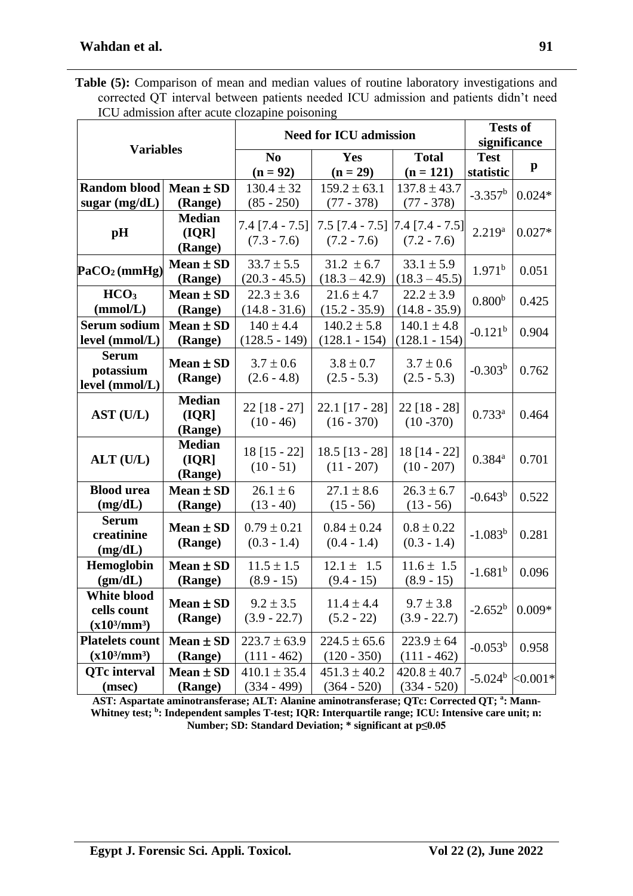**Table (5):** Comparison of mean and median values of routine laboratory investigations and corrected QT interval between patients needed ICU admission and patients didn't need ICU admission after acute clozapine poisoning

| Variables | | Need for ICU admission | | | Tests of significance | |
|---|---|---|---|---|---|---|
| | | No (n = 92) | Yes (n = 29) | Total (n = 121) | Test statistic | p |
| **Random blood sugar (mg/dL)** | **Mean ± SD (Range)** | 130.4 ± 32 (85 - 250) | 159.2 ± 63.1 (77 - 378) | 137.8 ± 43.7 (77 - 378) | -3.357[b] | 0.024* |
| **pH** | **Median [IQR] (Range)** | 7.4 [7.4 - 7.5] (7.3 - 7.6) | 7.5 [7.4 - 7.5] (7.2 - 7.6) | 7.4 [7.4 - 7.5] (7.2 - 7.6) | 2.219[a] | 0.027* |
| **$PaCO_2$ (mmHg)** | **Mean ± SD (Range)** | 33.7 ± 5.5 (20.3 - 45.5) | 31.2 ± 6.7 (18.3 – 42.9) | 33.1 ± 5.9 (18.3 – 45.5) | 1.971[b] | 0.051 |
| **$HCO_3$ (mmol/L)** | **Mean ± SD (Range)** | 22.3 ± 3.6 (14.8 - 31.6) | 21.6 ± 4.7 (15.2 - 35.9) | 22.2 ± 3.9 (14.8 - 35.9) | 0.800[b] | 0.425 |
| **Serum sodium level (mmol/L)** | **Mean ± SD (Range)** | 140 ± 4.4 (128.5 - 149) | 140.2 ± 5.8 (128.1 - 154) | 140.1 ± 4.8 (128.1 - 154) | -0.121[b] | 0.904 |
| **Serum potassium level (mmol/L)** | **Mean ± SD (Range)** | 3.7 ± 0.6 (2.6 - 4.8) | 3.8 ± 0.7 (2.5 - 5.3) | 3.7 ± 0.6 (2.5 - 5.3) | -0.303[b] | 0.762 |
| **AST (U/L)** | **Median [IQR] (Range)** | 22 [18 - 27] (10 - 46) | 22.1 [17 - 28] (16 - 370) | 22 [18 - 28] (10 -370) | 0.733[a] | 0.464 |
| **ALT (U/L)** | **Median [IQR] (Range)** | 18 [15 - 22] (10 - 51) | 18.5 [13 - 28] (11 - 207) | 18 [14 - 22] (10 - 207) | 0.384[a] | 0.701 |
| **Blood urea (mg/dL)** | **Mean ± SD (Range)** | 26.1 ± 6 (13 - 40) | 27.1 ± 8.6 (15 - 56) | 26.3 ± 6.7 (13 - 56) | -0.643[b] | 0.522 |
| **Serum creatinine (mg/dL)** | **Mean ± SD (Range)** | 0.79 ± 0.21 (0.3 - 1.4) | 0.84 ± 0.24 (0.4 - 1.4) | 0.8 ± 0.22 (0.3 - 1.4) | -1.083[b] | 0.281 |
| **Hemoglobin (gm/dL)** | **Mean ± SD (Range)** | 11.5 ± 1.5 (8.9 - 15) | 12.1 ± 1.5 (9.4 - 15) | 11.6 ± 1.5 (8.9 - 15) | -1.681[b] | 0.096 |
| **White blood cells count ($x10^3/mm^3$)** | **Mean ± SD (Range)** | 9.2 ± 3.5 (3.9 - 22.7) | 11.4 ± 4.4 (5.2 - 22) | 9.7 ± 3.8 (3.9 - 22.7) | -2.652[b] | 0.009* |
| **Platelets count ($x10^3/mm^3$)** | **Mean ± SD (Range)** | 223.7 ± 63.9 (111 - 462) | 224.5 ± 65.6 (120 - 350) | 223.9 ± 64 (111 - 462) | -0.053[b] | 0.958 |
| **QTc interval (msec)** | **Mean ± SD (Range)** | 410.1 ± 35.4 (334 - 499) | 451.3 ± 40.2 (364 - 520) | 420.8 ± 40.7 (334 - 520) | -5.024[b] | <0.001* |

**AST: Aspartate aminotransferase; ALT: Alanine aminotransferase; QTc: Corrected QT; [a]: Mann-Whitney test; [b]: Independent samples T-test; IQR: Interquartile range; ICU: Intensive care unit; n: Number; SD: Standard Deviation; * significant at p≤0.05**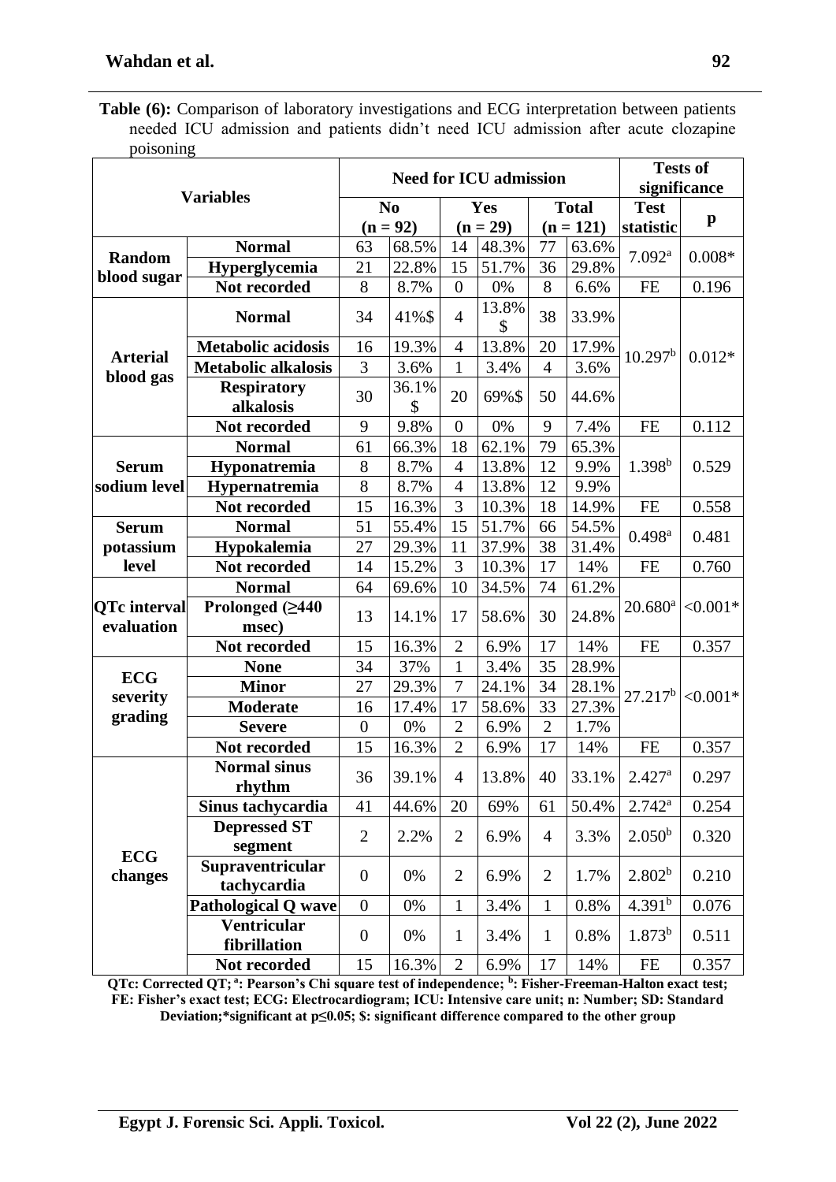**Table (6):** Comparison of laboratory investigations and ECG interpretation between patients needed ICU admission and patients didn't need ICU admission after acute clozapine poisoning

| Variables | | Need for ICU admission | | | | | | Tests of significance | |
|---|---|---|---|---|---|---|---|---|---|
| | | No (n = 92) | | Yes (n = 29) | | Total (n = 121) | | Test statistic | p |
| **Random blood sugar** | **Normal** | 63 | 68.5% | 14 | 48.3% | 77 | 63.6% | 7.092[a] | 0.008* |
| | **Hyperglycemia** | 21 | 22.8% | 15 | 51.7% | 36 | 29.8% | | |
| | **Not recorded** | 8 | 8.7% | 0 | 0% | 8 | 6.6% | FE | 0.196 |
| **Arterial blood gas** | **Normal** | 34 | 41%$ | 4 | 13.8% $ | 38 | 33.9% | 10.297[b] | 0.012* |
| | **Metabolic acidosis** | 16 | 19.3% | 4 | 13.8% | 20 | 17.9% | | |
| | **Metabolic alkalosis** | 3 | 3.6% | 1 | 3.4% | 4 | 3.6% | | |
| | **Respiratory alkalosis** | 30 | 36.1% $ | 20 | 69%$ | 50 | 44.6% | | |
| | **Not recorded** | 9 | 9.8% | 0 | 0% | 9 | 7.4% | FE | 0.112 |
| **Serum sodium level** | **Normal** | 61 | 66.3% | 18 | 62.1% | 79 | 65.3% | 1.398[b] | 0.529 |
| | **Hyponatremia** | 8 | 8.7% | 4 | 13.8% | 12 | 9.9% | | |
| | **Hypernatremia** | 8 | 8.7% | 4 | 13.8% | 12 | 9.9% | | |
| | **Not recorded** | 15 | 16.3% | 3 | 10.3% | 18 | 14.9% | FE | 0.558 |
| **Serum potassium level** | **Normal** | 51 | 55.4% | 15 | 51.7% | 66 | 54.5% | 0.498[a] | 0.481 |
| | **Hypokalemia** | 27 | 29.3% | 11 | 37.9% | 38 | 31.4% | | |
| | **Not recorded** | 14 | 15.2% | 3 | 10.3% | 17 | 14% | FE | 0.760 |
| **QTc interval evaluation** | **Normal** | 64 | 69.6% | 10 | 34.5% | 74 | 61.2% | 20.680[a] | <0.001* |
| | **Prolonged (≥440 msec)** | 13 | 14.1% | 17 | 58.6% | 30 | 24.8% | | |
| | **Not recorded** | 15 | 16.3% | 2 | 6.9% | 17 | 14% | FE | 0.357 |
| **ECG severity grading** | **None** | 34 | 37% | 1 | 3.4% | 35 | 28.9% | 27.217[b] | <0.001* |
| | **Minor** | 27 | 29.3% | 7 | 24.1% | 34 | 28.1% | | |
| | **Moderate** | 16 | 17.4% | 17 | 58.6% | 33 | 27.3% | | |
| | **Severe** | 0 | 0% | 2 | 6.9% | 2 | 1.7% | | |
| | **Not recorded** | 15 | 16.3% | 2 | 6.9% | 17 | 14% | FE | 0.357 |
| **ECG changes** | **Normal sinus rhythm** | 36 | 39.1% | 4 | 13.8% | 40 | 33.1% | 2.427[a] | 0.297 |
| | **Sinus tachycardia** | 41 | 44.6% | 20 | 69% | 61 | 50.4% | 2.742[a] | 0.254 |
| | **Depressed ST segment** | 2 | 2.2% | 2 | 6.9% | 4 | 3.3% | 2.050[b] | 0.320 |
| | **Supraventricular tachycardia** | 0 | 0% | 2 | 6.9% | 2 | 1.7% | 2.802[b] | 0.210 |
| | **Pathological Q wave** | 0 | 0% | 1 | 3.4% | 1 | 0.8% | 4.391[b] | 0.076 |
| | **Ventricular fibrillation** | 0 | 0% | 1 | 3.4% | 1 | 0.8% | 1.873[b] | 0.511 |
| | **Not recorded** | 15 | 16.3% | 2 | 6.9% | 17 | 14% | FE | 0.357 |

**QTc: Corrected QT; [a]: Pearson's Chi square test of independence; [b]: Fisher-Freeman-Halton exact test; FE: Fisher's exact test; ECG: Electrocardiogram; ICU: Intensive care unit; n: Number; SD: Standard Deviation; *significant at p≤0.05; $: significant difference compared to the other group**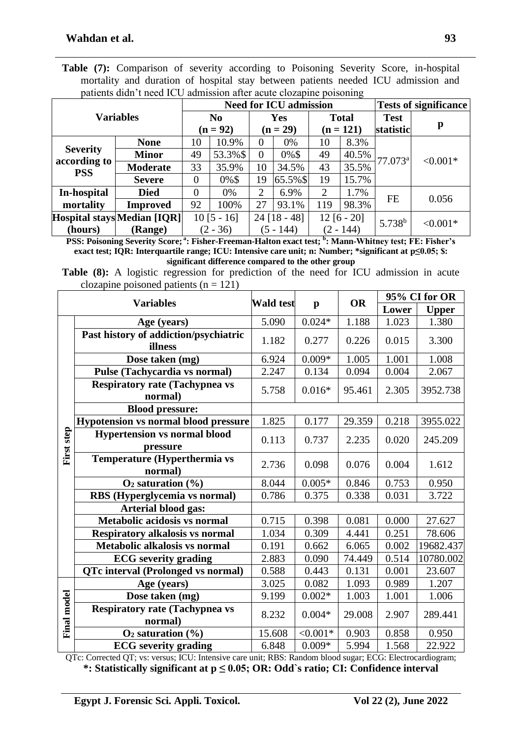**Table (7):** Comparison of severity according to Poisoning Severity Score, in-hospital mortality and duration of hospital stay between patients needed ICU admission and patients didn't need ICU admission after acute clozapine poisoning

| Variables | | Need for ICU admission | | | | | | Tests of significance | |
|---|---|---|---|---|---|---|---|---|---|
| | | No (n = 92) | | Yes (n = 29) | | Total (n = 121) | | Test statistic | p |
| Severity according to PSS | None | 10 | 10.9% | 0 | 0% | 10 | 8.3% | 77.073[a] | <0.001* |
| | Minor | 49 | 53.3%$ | 0 | 0%$ | 49 | 40.5% | | |
| | Moderate | 33 | 35.9% | 10 | 34.5% | 43 | 35.5% | | |
| | Severe | 0 | 0%$ | 19 | 65.5%$ | 19 | 15.7% | | |
| In-hospital mortality | Died | 0 | 0% | 2 | 6.9% | 2 | 1.7% | FE | 0.056 |
| | Improved | 92 | 100% | 27 | 93.1% | 119 | 98.3% | | |
| Hospital stays (hours) | Median [IQR] (Range) | 10 [5 - 16] (2 - 36) | | 24 [18 - 48] (5 - 144) | | 12 [6 - 20] (2 - 144) | | 5.738[b] | <0.001* |

**PSS: Poisoning Severity Score; [a]: Fisher-Freeman-Halton exact test; [b]: Mann-Whitney test; FE: Fisher's exact test; IQR: Interquartile range; ICU: Intensive care unit; n: Number; *significant at p≤0.05; $: significant difference compared to the other group**

**Table (8):** A logistic regression for prediction of the need for ICU admission in acute clozapine poisoned patients (n = 121)

| | Variables | Wald test | p | OR | 95% CI for OR Lower | 95% CI for OR Upper |
|---|---|---|---|---|---|---|
| First step | Age (years) | 5.090 | 0.024* | 1.188 | 1.023 | 1.380 |
| | Past history of addiction/psychiatric illness | 1.182 | 0.277 | 0.226 | 0.015 | 3.300 |
| | Dose taken (mg) | 6.924 | 0.009* | 1.005 | 1.001 | 1.008 |
| | Pulse (Tachycardia vs normal) | 2.247 | 0.134 | 0.094 | 0.004 | 2.067 |
| | Respiratory rate (Tachypnea vs normal) | 5.758 | 0.016* | 95.461 | 2.305 | 3952.738 |
| | Blood pressure: | | | | | |
| | Hypotension vs normal blood pressure | 1.825 | 0.177 | 29.359 | 0.218 | 3955.022 |
| | Hypertension vs normal blood pressure | 0.113 | 0.737 | 2.235 | 0.020 | 245.209 |
| | Temperature (Hyperthermia vs normal) | 2.736 | 0.098 | 0.076 | 0.004 | 1.612 |
| | $O_2$ saturation (%) | 8.044 | 0.005* | 0.846 | 0.753 | 0.950 |
| | RBS (Hyperglycemia vs normal) | 0.786 | 0.375 | 0.338 | 0.031 | 3.722 |
| | Arterial blood gas: | | | | | |
| | Metabolic acidosis vs normal | 0.715 | 0.398 | 0.081 | 0.000 | 27.627 |
| | Respiratory alkalosis vs normal | 1.034 | 0.309 | 4.441 | 0.251 | 78.606 |
| | Metabolic alkalosis vs normal | 0.191 | 0.662 | 6.065 | 0.002 | 19682.437 |
| | ECG severity grading | 2.883 | 0.090 | 74.449 | 0.514 | 10780.002 |
| | QTc interval (Prolonged vs normal) | 0.588 | 0.443 | 0.131 | 0.001 | 23.607 |
| Final model | Age (years) | 3.025 | 0.082 | 1.093 | 0.989 | 1.207 |
| | Dose taken (mg) | 9.199 | 0.002* | 1.003 | 1.001 | 1.006 |
| | Respiratory rate (Tachypnea vs normal) | 8.232 | 0.004* | 29.008 | 2.907 | 289.441 |
| | $O_2$ saturation (%) | 15.608 | <0.001* | 0.903 | 0.858 | 0.950 |
| | ECG severity grading | 6.848 | 0.009* | 5.994 | 1.568 | 22.922 |

QTc: Corrected QT; vs: versus; ICU: Intensive care unit; RBS: Random blood sugar; ECG: Electrocardiogram;
**\*: Statistically significant at p ≤ 0.05; OR: Odd`s ratio; CI: Confidence interval**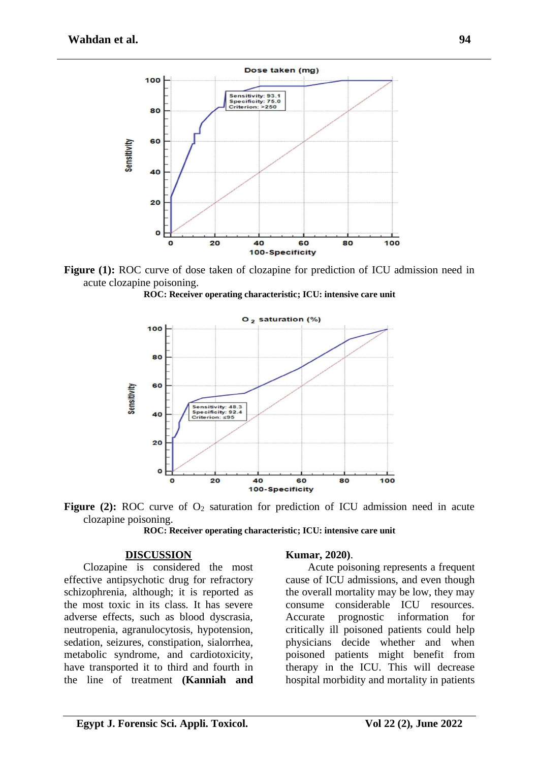Figure (1): ROC curve of dose taken of clozapine for prediction of ICU admission need in acute clozapine poisoning.

**ROC: Receiver operating characteristic; ICU: intensive care unit**

**Figure (2):** ROC curve of $O_2$ saturation for prediction of ICU admission need in acute clozapine poisoning.

**ROC: Receiver operating characteristic; ICU: intensive care unit**

## DISCUSSION

Clozapine is considered the most effective antipsychotic drug for refractory schizophrenia, although; it is reported as the most toxic in its class. It has severe adverse effects, such as blood dyscrasia, neutropenia, agranulocytosis, hypotension, sedation, seizures, constipation, sialorrhea, metabolic syndrome, and cardiotoxicity, have transported it to third and fourth in the line of treatment **(Kanniah and Kumar, 2020)**.

Acute poisoning represents a frequent cause of ICU admissions, and even though the overall mortality may be low, they may consume considerable ICU resources. Accurate prognostic information for critically ill poisoned patients could help physicians decide whether and when poisoned patients might benefit from therapy in the ICU. This will decrease hospital morbidity and mortality in patients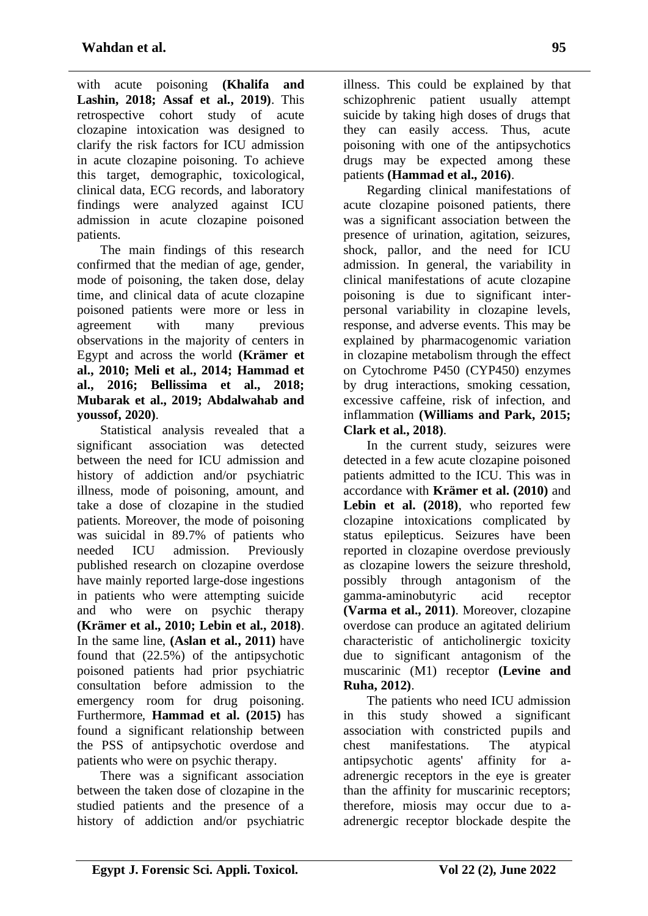with acute poisoning **(Khalifa and Lashin, 2018; Assaf et al., 2019)**. This retrospective cohort study of acute clozapine intoxication was designed to clarify the risk factors for ICU admission in acute clozapine poisoning. To achieve this target, demographic, toxicological, clinical data, ECG records, and laboratory findings were analyzed against ICU admission in acute clozapine poisoned patients.

The main findings of this research confirmed that the median of age, gender, mode of poisoning, the taken dose, delay time, and clinical data of acute clozapine poisoned patients were more or less in agreement with many previous observations in the majority of centers in Egypt and across the world **(Krämer et al., 2010; Meli et al., 2014; Hammad et al., 2016; Bellissima et al., 2018; Mubarak et al., 2019; Abdalwahab and youssof, 2020)**.

Statistical analysis revealed that a significant association was detected between the need for ICU admission and history of addiction and/or psychiatric illness, mode of poisoning, amount, and take a dose of clozapine in the studied patients. Moreover, the mode of poisoning was suicidal in 89.7% of patients who needed ICU admission. Previously published research on clozapine overdose have mainly reported large-dose ingestions in patients who were attempting suicide and who were on psychic therapy **(Krämer et al., 2010; Lebin et al., 2018)**. In the same line, **(Aslan et al., 2011)** have found that (22.5%) of the antipsychotic poisoned patients had prior psychiatric consultation before admission to the emergency room for drug poisoning. Furthermore, **Hammad et al. (2015)** has found a significant relationship between the PSS of antipsychotic overdose and patients who were on psychic therapy.

There was a significant association between the taken dose of clozapine in the studied patients and the presence of a history of addiction and/or psychiatric illness. This could be explained by that schizophrenic patient usually attempt suicide by taking high doses of drugs that they can easily access. Thus, acute poisoning with one of the antipsychotics drugs may be expected among these patients **(Hammad et al., 2016)**.

Regarding clinical manifestations of acute clozapine poisoned patients, there was a significant association between the presence of urination, agitation, seizures, shock, pallor, and the need for ICU admission. In general, the variability in clinical manifestations of acute clozapine poisoning is due to significant inter-personal variability in clozapine levels, response, and adverse events. This may be explained by pharmacogenomic variation in clozapine metabolism through the effect on Cytochrome P450 (CYP450) enzymes by drug interactions, smoking cessation, excessive caffeine, risk of infection, and inflammation **(Williams and Park, 2015; Clark et al., 2018)**.

In the current study, seizures were detected in a few acute clozapine poisoned patients admitted to the ICU. This was in accordance with **Krämer et al. (2010)** and **Lebin et al. (2018)**, who reported few clozapine intoxications complicated by status epilepticus. Seizures have been reported in clozapine overdose previously as clozapine lowers the seizure threshold, possibly through antagonism of the gamma-aminobutyric acid receptor **(Varma et al., 2011)**. Moreover, clozapine overdose can produce an agitated delirium characteristic of anticholinergic toxicity due to significant antagonism of the muscarinic (M1) receptor **(Levine and Ruha, 2012)**.

The patients who need ICU admission in this study showed a significant association with constricted pupils and chest manifestations. The atypical antipsychotic agents' affinity for a-adrenergic receptors in the eye is greater than the affinity for muscarinic receptors; therefore, miosis may occur due to a-adrenergic receptor blockade despite the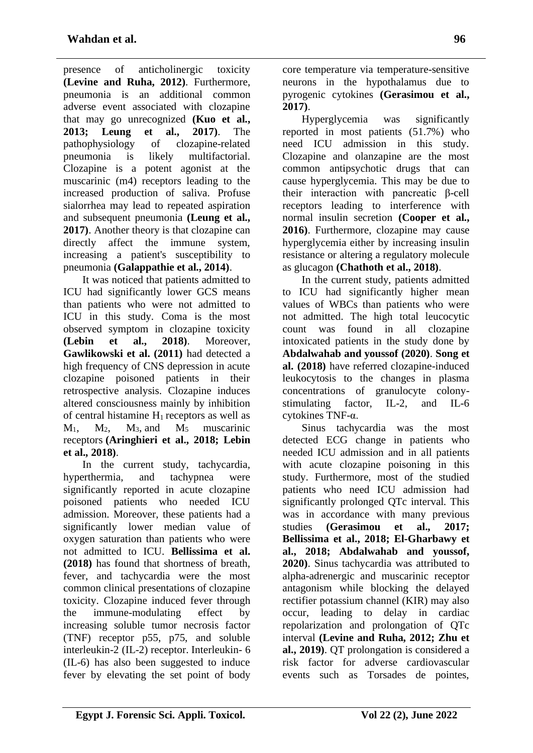presence of anticholinergic toxicity **(Levine and Ruha, 2012)**. Furthermore, pneumonia is an additional common adverse event associated with clozapine that may go unrecognized **(Kuo et al., 2013; Leung et al., 2017)**. The pathophysiology of clozapine-related pneumonia is likely multifactorial. Clozapine is a potent agonist at the muscarinic (m4) receptors leading to the increased production of saliva. Profuse sialorrhea may lead to repeated aspiration and subsequent pneumonia **(Leung et al., 2017)**. Another theory is that clozapine can directly affect the immune system, increasing a patient's susceptibility to pneumonia **(Galappathie et al., 2014)**.

It was noticed that patients admitted to ICU had significantly lower GCS means than patients who were not admitted to ICU in this study. Coma is the most observed symptom in clozapine toxicity **(Lebin et al., 2018)**. Moreover, **Gawlikowski et al. (2011)** had detected a high frequency of CNS depression in acute clozapine poisoned patients in their retrospective analysis. Clozapine induces altered consciousness mainly by inhibition of central histamine $H_1$ receptors as well as $M_1$, $M_2$, $M_3$, and $M_5$ muscarinic receptors **(Aringhieri et al., 2018; Lebin et al., 2018)**.

In the current study, tachycardia, hyperthermia, and tachypnea were significantly reported in acute clozapine poisoned patients who needed ICU admission. Moreover, these patients had a significantly lower median value of oxygen saturation than patients who were not admitted to ICU. **Bellissima et al. (2018)** has found that shortness of breath, fever, and tachycardia were the most common clinical presentations of clozapine toxicity. Clozapine induced fever through the immune-modulating effect by increasing soluble tumor necrosis factor (TNF) receptor p55, p75, and soluble interleukin-2 (IL-2) receptor. Interleukin- 6 (IL-6) has also been suggested to induce fever by elevating the set point of body core temperature via temperature-sensitive neurons in the hypothalamus due to pyrogenic cytokines **(Gerasimou et al., 2017)**.

Hyperglycemia was significantly reported in most patients (51.7%) who need ICU admission in this study. Clozapine and olanzapine are the most common antipsychotic drugs that can cause hyperglycemia. This may be due to their interaction with pancreatic β-cell receptors leading to interference with normal insulin secretion **(Cooper et al., 2016)**. Furthermore, clozapine may cause hyperglycemia either by increasing insulin resistance or altering a regulatory molecule as glucagon **(Chathoth et al., 2018)**.

In the current study, patients admitted to ICU had significantly higher mean values of WBCs than patients who were not admitted. The high total leucocytic count was found in all clozapine intoxicated patients in the study done by **Abdalwahab and youssof (2020)**. **Song et al. (2018)** have referred clozapine-induced leukocytosis to the changes in plasma concentrations of granulocyte colony-stimulating factor, IL-2, and IL-6 cytokines TNF-α.

Sinus tachycardia was the most detected ECG change in patients who needed ICU admission and in all patients with acute clozapine poisoning in this study. Furthermore, most of the studied patients who need ICU admission had significantly prolonged QTc interval. This was in accordance with many previous studies **(Gerasimou et al., 2017; Bellissima et al., 2018; El-Gharbawy et al., 2018; Abdalwahab and youssof, 2020)**. Sinus tachycardia was attributed to alpha-adrenergic and muscarinic receptor antagonism while blocking the delayed rectifier potassium channel (KIR) may also occur, leading to delay in cardiac repolarization and prolongation of QTc interval **(Levine and Ruha, 2012; Zhu et al., 2019)**. QT prolongation is considered a risk factor for adverse cardiovascular events such as Torsades de pointes,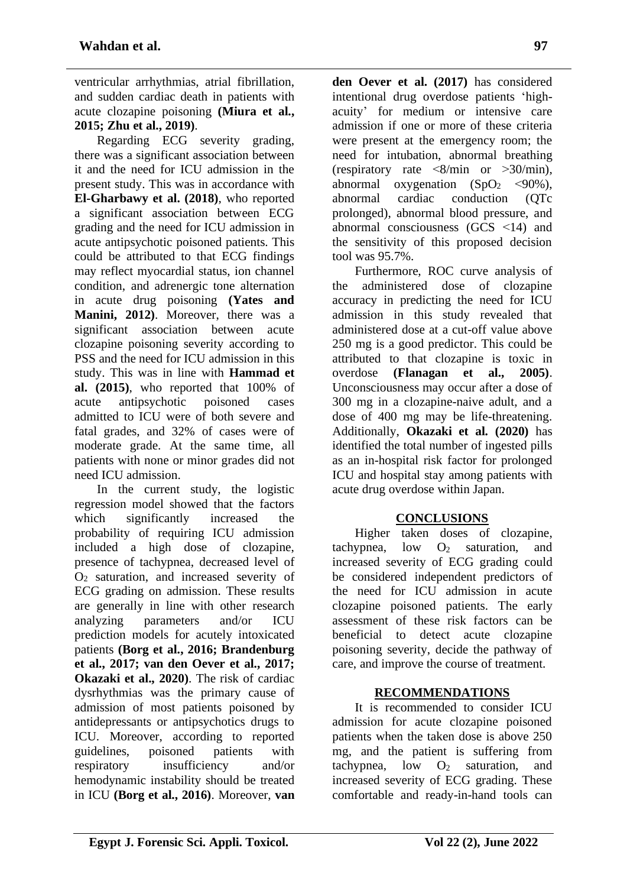ventricular arrhythmias, atrial fibrillation, and sudden cardiac death in patients with acute clozapine poisoning **(Miura et al., 2015; Zhu et al., 2019)**.

Regarding ECG severity grading, there was a significant association between it and the need for ICU admission in the present study. This was in accordance with **El-Gharbawy et al. (2018)**, who reported a significant association between ECG grading and the need for ICU admission in acute antipsychotic poisoned patients. This could be attributed to that ECG findings may reflect myocardial status, ion channel condition, and adrenergic tone alternation in acute drug poisoning **(Yates and Manini, 2012)**. Moreover, there was a significant association between acute clozapine poisoning severity according to PSS and the need for ICU admission in this study. This was in line with **Hammad et al. (2015)**, who reported that 100% of acute antipsychotic poisoned cases admitted to ICU were of both severe and fatal grades, and 32% of cases were of moderate grade. At the same time, all patients with none or minor grades did not need ICU admission.

In the current study, the logistic regression model showed that the factors which significantly increased the probability of requiring ICU admission included a high dose of clozapine, presence of tachypnea, decreased level of $O_2$ saturation, and increased severity of ECG grading on admission. These results are generally in line with other research analyzing parameters and/or ICU prediction models for acutely intoxicated patients **(Borg et al., 2016; Brandenburg et al., 2017; van den Oever et al., 2017; Okazaki et al., 2020)**. The risk of cardiac dysrhythmias was the primary cause of admission of most patients poisoned by antidepressants or antipsychotics drugs to ICU. Moreover, according to reported guidelines, poisoned patients with respiratory insufficiency and/or hemodynamic instability should be treated in ICU **(Borg et al., 2016)**. Moreover, **van den Oever et al. (2017)** has considered intentional drug overdose patients 'high-acuity' for medium or intensive care admission if one or more of these criteria were present at the emergency room; the need for intubation, abnormal breathing (respiratory rate <8/min or >30/min), abnormal oxygenation ($SpO_2$ <90%), abnormal cardiac conduction (QTc prolonged), abnormal blood pressure, and abnormal consciousness (GCS <14) and the sensitivity of this proposed decision tool was 95.7%.

Furthermore, ROC curve analysis of the administered dose of clozapine accuracy in predicting the need for ICU admission in this study revealed that administered dose at a cut-off value above 250 mg is a good predictor. This could be attributed to that clozapine is toxic in overdose **(Flanagan et al., 2005)**. Unconsciousness may occur after a dose of 300 mg in a clozapine-naive adult, and a dose of 400 mg may be life-threatening. Additionally, **Okazaki et al. (2020)** has identified the total number of ingested pills as an in-hospital risk factor for prolonged ICU and hospital stay among patients with acute drug overdose within Japan.

## CONCLUSIONS

Higher taken doses of clozapine, tachypnea, low $O_2$ saturation, and increased severity of ECG grading could be considered independent predictors of the need for ICU admission in acute clozapine poisoned patients. The early assessment of these risk factors can be beneficial to detect acute clozapine poisoning severity, decide the pathway of care, and improve the course of treatment.

## RECOMMENDATIONS

It is recommended to consider ICU admission for acute clozapine poisoned patients when the taken dose is above 250 mg, and the patient is suffering from tachypnea, low $O_2$ saturation, and increased severity of ECG grading. These comfortable and ready-in-hand tools can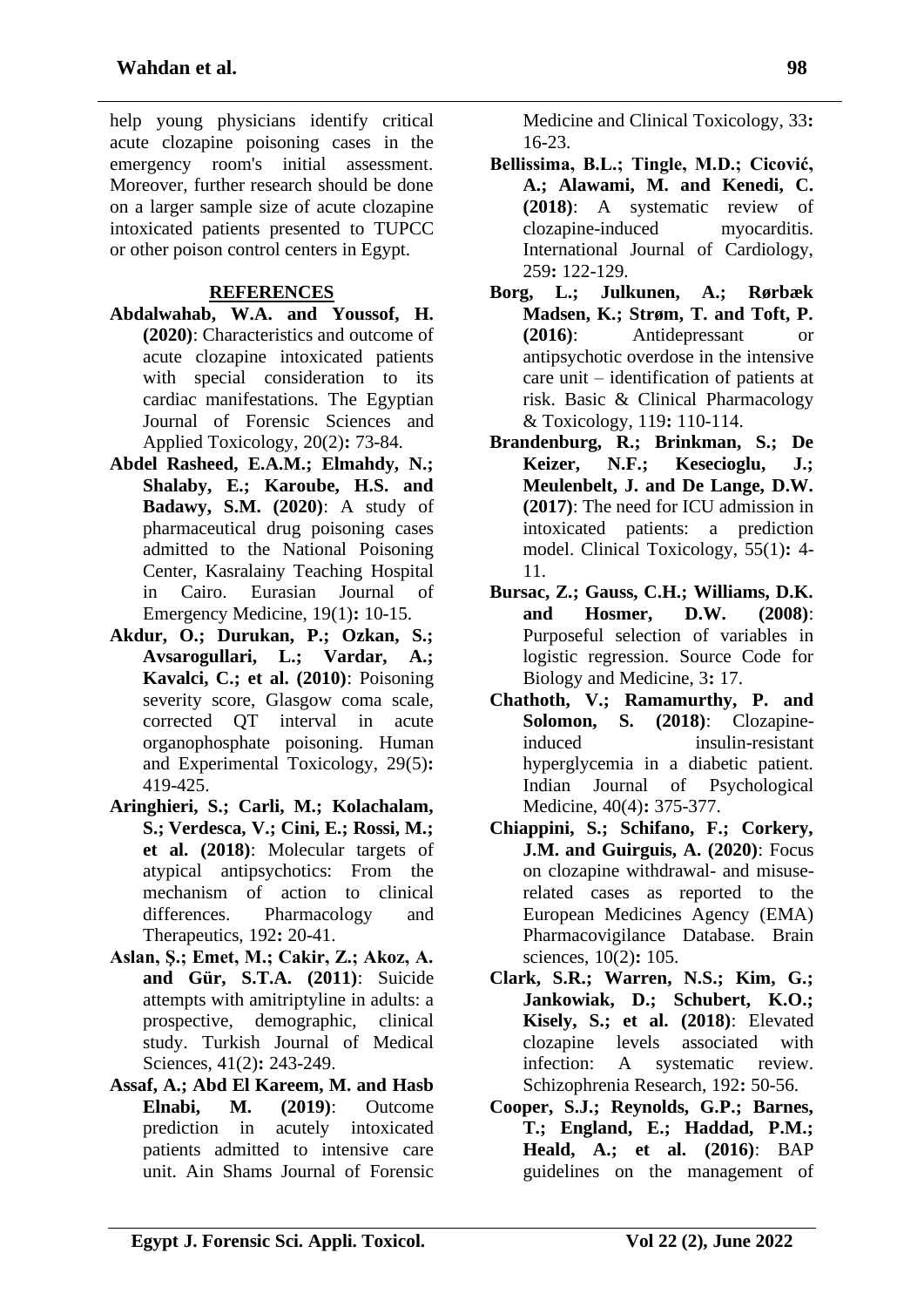help young physicians identify critical acute clozapine poisoning cases in the emergency room's initial assessment. Moreover, further research should be done on a larger sample size of acute clozapine intoxicated patients presented to TUPCC or other poison control centers in Egypt.

## REFERENCES

**Abdalwahab, W.A. and Youssof, H. (2020)**: Characteristics and outcome of acute clozapine intoxicated patients with special consideration to its cardiac manifestations. The Egyptian Journal of Forensic Sciences and Applied Toxicology, 20(2)**:** 73-84.

**Abdel Rasheed, E.A.M.; Elmahdy, N.; Shalaby, E.; Karoube, H.S. and Badawy, S.M. (2020)**: A study of pharmaceutical drug poisoning cases admitted to the National Poisoning Center, Kasralainy Teaching Hospital in Cairo. Eurasian Journal of Emergency Medicine, 19(1)**:** 10-15.

**Akdur, O.; Durukan, P.; Ozkan, S.; Avsarogullari, L.; Vardar, A.; Kavalci, C.; et al. (2010)**: Poisoning severity score, Glasgow coma scale, corrected QT interval in acute organophosphate poisoning. Human and Experimental Toxicology, 29(5)**:** 419-425.

**Aringhieri, S.; Carli, M.; Kolachalam, S.; Verdesca, V.; Cini, E.; Rossi, M.; et al. (2018)**: Molecular targets of atypical antipsychotics: From the mechanism of action to clinical differences. Pharmacology and Therapeutics, 192**:** 20-41.

**Aslan, Ş.; Emet, M.; Cakir, Z.; Akoz, A. and Gür, S.T.A. (2011)**: Suicide attempts with amitriptyline in adults: a prospective, demographic, clinical study. Turkish Journal of Medical Sciences, 41(2)**:** 243-249.

**Assaf, A.; Abd El Kareem, M. and Hasb Elnabi, M. (2019)**: Outcome prediction in acutely intoxicated patients admitted to intensive care unit. Ain Shams Journal of Forensic Medicine and Clinical Toxicology, 33**:** 16-23.

**Bellissima, B.L.; Tingle, M.D.; Cicović, A.; Alawami, M. and Kenedi, C. (2018)**: A systematic review of clozapine-induced myocarditis. International Journal of Cardiology, 259**:** 122-129.

**Borg, L.; Julkunen, A.; Rørbæk Madsen, K.; Strøm, T. and Toft, P. (2016)**: Antidepressant or antipsychotic overdose in the intensive care unit – identification of patients at risk. Basic & Clinical Pharmacology & Toxicology, 119**:** 110-114.

**Brandenburg, R.; Brinkman, S.; De Keizer, N.F.; Kesecioglu, J.; Meulenbelt, J. and De Lange, D.W. (2017)**: The need for ICU admission in intoxicated patients: a prediction model. Clinical Toxicology, 55(1)**:** 4-11.

**Bursac, Z.; Gauss, C.H.; Williams, D.K. and Hosmer, D.W. (2008)**: Purposeful selection of variables in logistic regression. Source Code for Biology and Medicine, 3**:** 17.

**Chathoth, V.; Ramamurthy, P. and Solomon, S. (2018)**: Clozapine-induced insulin-resistant hyperglycemia in a diabetic patient. Indian Journal of Psychological Medicine, 40(4)**:** 375-377.

**Chiappini, S.; Schifano, F.; Corkery, J.M. and Guirguis, A. (2020)**: Focus on clozapine withdrawal- and misuse-related cases as reported to the European Medicines Agency (EMA) Pharmacovigilance Database. Brain sciences, 10(2)**:** 105.

**Clark, S.R.; Warren, N.S.; Kim, G.; Jankowiak, D.; Schubert, K.O.; Kisely, S.; et al. (2018)**: Elevated clozapine levels associated with infection: A systematic review. Schizophrenia Research, 192**:** 50-56.

**Cooper, S.J.; Reynolds, G.P.; Barnes, T.; England, E.; Haddad, P.M.; Heald, A.; et al. (2016)**: BAP guidelines on the management of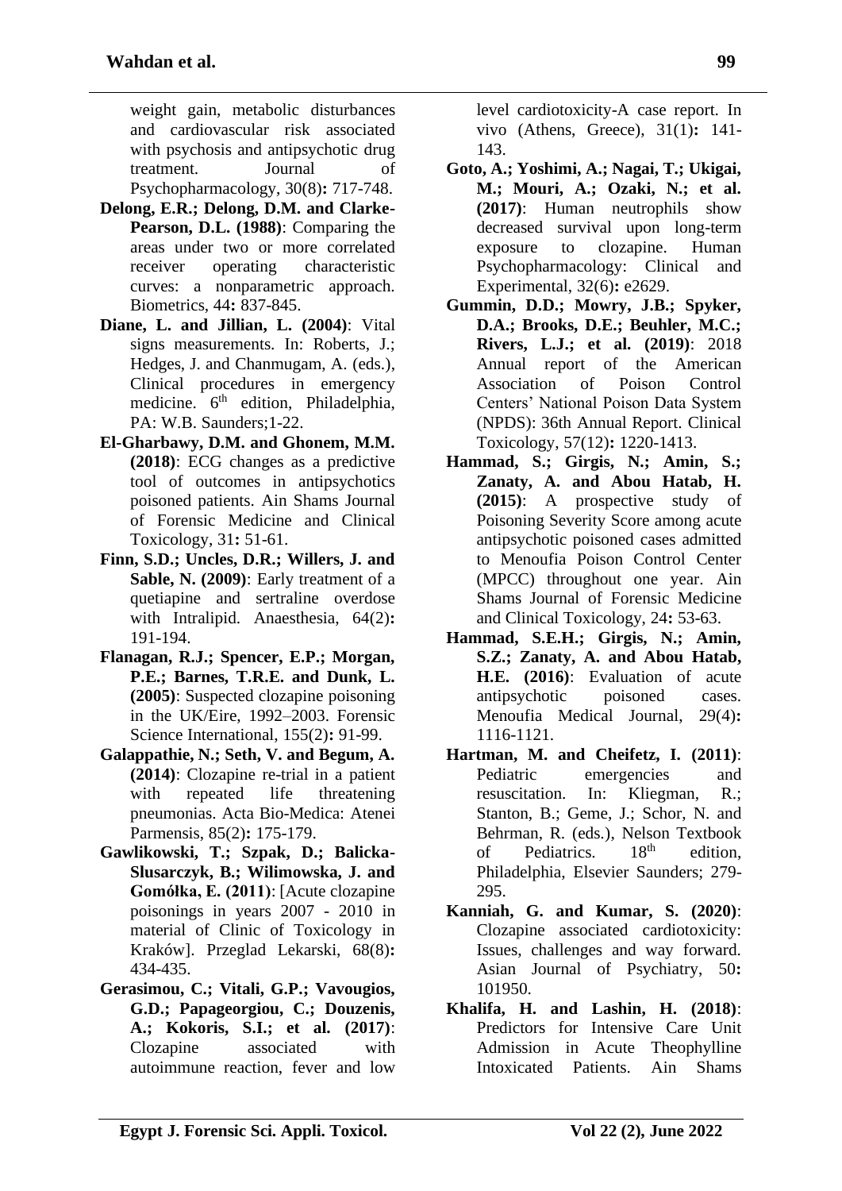weight gain, metabolic disturbances and cardiovascular risk associated with psychosis and antipsychotic drug treatment. Journal of Psychopharmacology, 30(8)**:** 717-748.

**Delong, E.R.; Delong, D.M. and Clarke-Pearson, D.L. (1988)**: Comparing the areas under two or more correlated receiver operating characteristic curves: a nonparametric approach. Biometrics, 44**:** 837-845.

**Diane, L. and Jillian, L. (2004)**: Vital signs measurements. In: Roberts, J.; Hedges, J. and Chanmugam, A. (eds.), Clinical procedures in emergency medicine. 6th edition, Philadelphia, PA: W.B. Saunders;1-22.

**El-Gharbawy, D.M. and Ghonem, M.M. (2018)**: ECG changes as a predictive tool of outcomes in antipsychotics poisoned patients. Ain Shams Journal of Forensic Medicine and Clinical Toxicology, 31**:** 51-61.

**Finn, S.D.; Uncles, D.R.; Willers, J. and Sable, N. (2009)**: Early treatment of a quetiapine and sertraline overdose with Intralipid. Anaesthesia, 64(2)**:** 191-194.

**Flanagan, R.J.; Spencer, E.P.; Morgan, P.E.; Barnes, T.R.E. and Dunk, L. (2005)**: Suspected clozapine poisoning in the UK/Eire, 1992–2003. Forensic Science International, 155(2)**:** 91-99.

**Galappathie, N.; Seth, V. and Begum, A. (2014)**: Clozapine re-trial in a patient with repeated life threatening pneumonias. Acta Bio-Medica: Atenei Parmensis, 85(2)**:** 175-179.

**Gawlikowski, T.; Szpak, D.; Balicka-Slusarczyk, B.; Wilimowska, J. and Gomółka, E. (2011)**: [Acute clozapine poisonings in years 2007 - 2010 in material of Clinic of Toxicology in Kraków]. Przeglad Lekarski, 68(8)**:** 434-435.

**Gerasimou, C.; Vitali, G.P.; Vavougios, G.D.; Papageorgiou, C.; Douzenis, A.; Kokoris, S.I.; et al. (2017)**: Clozapine associated with autoimmune reaction, fever and low level cardiotoxicity-A case report. In vivo (Athens, Greece), 31(1)**:** 141-143.

**Goto, A.; Yoshimi, A.; Nagai, T.; Ukigai, M.; Mouri, A.; Ozaki, N.; et al. (2017)**: Human neutrophils show decreased survival upon long-term exposure to clozapine. Human Psychopharmacology: Clinical and Experimental, 32(6)**:** e2629.

**Gummin, D.D.; Mowry, J.B.; Spyker, D.A.; Brooks, D.E.; Beuhler, M.C.; Rivers, L.J.; et al. (2019)**: 2018 Annual report of the American Association of Poison Control Centers' National Poison Data System (NPDS): 36th Annual Report. Clinical Toxicology, 57(12)**:** 1220-1413.

**Hammad, S.; Girgis, N.; Amin, S.; Zanaty, A. and Abou Hatab, H. (2015)**: A prospective study of Poisoning Severity Score among acute antipsychotic poisoned cases admitted to Menoufia Poison Control Center (MPCC) throughout one year. Ain Shams Journal of Forensic Medicine and Clinical Toxicology, 24**:** 53-63.

**Hammad, S.E.H.; Girgis, N.; Amin, S.Z.; Zanaty, A. and Abou Hatab, H.E. (2016)**: Evaluation of acute antipsychotic poisoned cases. Menoufia Medical Journal, 29(4)**:** 1116-1121.

**Hartman, M. and Cheifetz, I. (2011)**: Pediatric emergencies and resuscitation. In: Kliegman, R.; Stanton, B.; Geme, J.; Schor, N. and Behrman, R. (eds.), Nelson Textbook of Pediatrics. 18th edition, Philadelphia, Elsevier Saunders; 279-295.

**Kanniah, G. and Kumar, S. (2020)**: Clozapine associated cardiotoxicity: Issues, challenges and way forward. Asian Journal of Psychiatry, 50**:** 101950.

**Khalifa, H. and Lashin, H. (2018)**: Predictors for Intensive Care Unit Admission in Acute Theophylline Intoxicated Patients. Ain Shams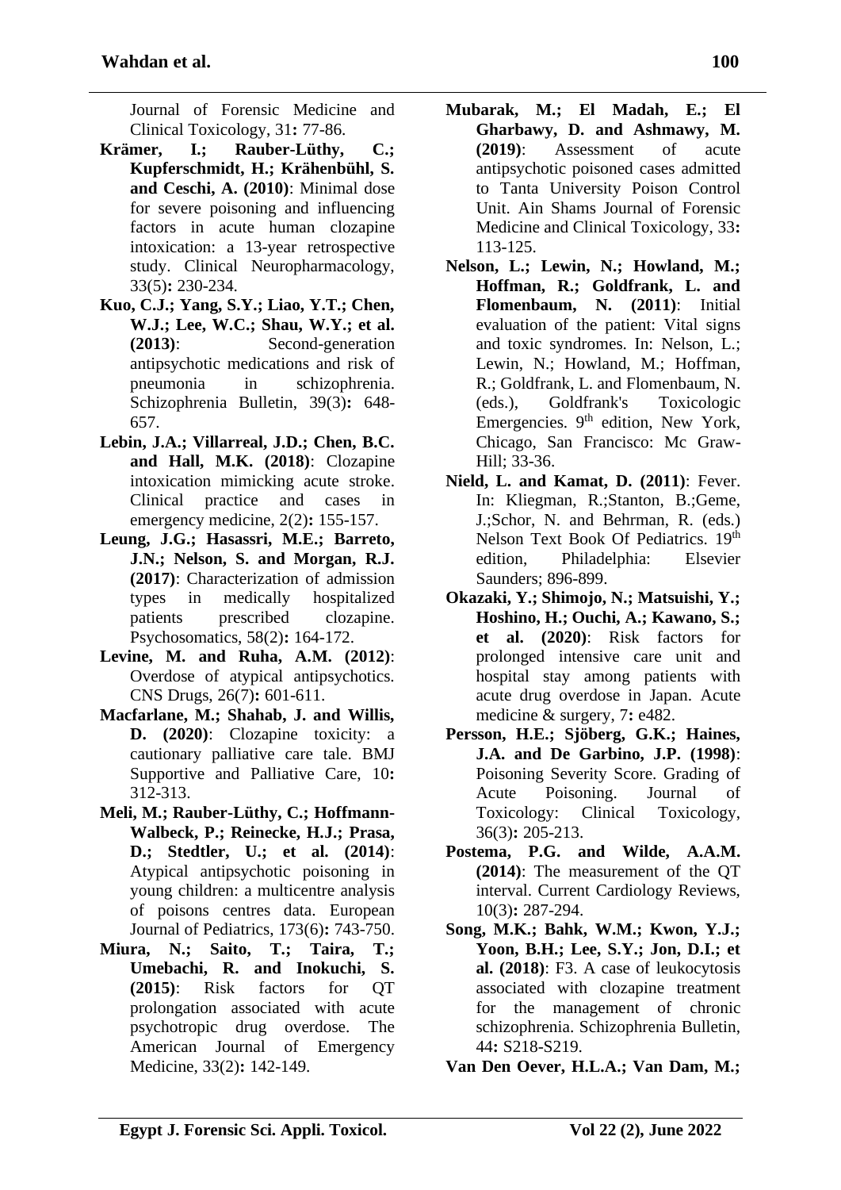Journal of Forensic Medicine and Clinical Toxicology, 31**:** 77-86.

**Krämer, I.; Rauber-Lüthy, C.; Kupferschmidt, H.; Krähenbühl, S. and Ceschi, A. (2010)**: Minimal dose for severe poisoning and influencing factors in acute human clozapine intoxication: a 13-year retrospective study. Clinical Neuropharmacology, 33(5)**:** 230-234.

**Kuo, C.J.; Yang, S.Y.; Liao, Y.T.; Chen, W.J.; Lee, W.C.; Shau, W.Y.; et al. (2013)**: Second-generation antipsychotic medications and risk of pneumonia in schizophrenia. Schizophrenia Bulletin, 39(3)**:** 648-657.

**Lebin, J.A.; Villarreal, J.D.; Chen, B.C. and Hall, M.K. (2018)**: Clozapine intoxication mimicking acute stroke. Clinical practice and cases in emergency medicine, 2(2)**:** 155-157.

**Leung, J.G.; Hasassri, M.E.; Barreto, J.N.; Nelson, S. and Morgan, R.J. (2017)**: Characterization of admission types in medically hospitalized patients prescribed clozapine. Psychosomatics, 58(2)**:** 164-172.

**Levine, M. and Ruha, A.M. (2012)**: Overdose of atypical antipsychotics. CNS Drugs, 26(7)**:** 601-611.

**Macfarlane, M.; Shahab, J. and Willis, D. (2020)**: Clozapine toxicity: a cautionary palliative care tale. BMJ Supportive and Palliative Care, 10**:** 312-313.

**Meli, M.; Rauber-Lüthy, C.; Hoffmann-Walbeck, P.; Reinecke, H.J.; Prasa, D.; Stedtler, U.; et al. (2014)**: Atypical antipsychotic poisoning in young children: a multicentre analysis of poisons centres data. European Journal of Pediatrics, 173(6)**:** 743-750.

**Miura, N.; Saito, T.; Taira, T.; Umebachi, R. and Inokuchi, S. (2015)**: Risk factors for QT prolongation associated with acute psychotropic drug overdose. The American Journal of Emergency Medicine, 33(2)**:** 142-149.

**Mubarak, M.; El Madah, E.; El Gharbawy, D. and Ashmawy, M. (2019)**: Assessment of acute antipsychotic poisoned cases admitted to Tanta University Poison Control Unit. Ain Shams Journal of Forensic Medicine and Clinical Toxicology, 33**:** 113-125.

**Nelson, L.; Lewin, N.; Howland, M.; Hoffman, R.; Goldfrank, L. and Flomenbaum, N. (2011)**: Initial evaluation of the patient: Vital signs and toxic syndromes. In: Nelson, L.; Lewin, N.; Howland, M.; Hoffman, R.; Goldfrank, L. and Flomenbaum, N. (eds.), Goldfrank's Toxicologic Emergencies. 9th edition, New York, Chicago, San Francisco: Mc Graw-Hill; 33-36.

**Nield, L. and Kamat, D. (2011)**: Fever. In: Kliegman, R.;Stanton, B.;Geme, J.;Schor, N. and Behrman, R. (eds.) Nelson Text Book Of Pediatrics. 19th edition, Philadelphia: Elsevier Saunders; 896-899.

**Okazaki, Y.; Shimojo, N.; Matsuishi, Y.; Hoshino, H.; Ouchi, A.; Kawano, S.; et al. (2020)**: Risk factors for prolonged intensive care unit and hospital stay among patients with acute drug overdose in Japan. Acute medicine & surgery, 7**:** e482.

**Persson, H.E.; Sjöberg, G.K.; Haines, J.A. and De Garbino, J.P. (1998)**: Poisoning Severity Score. Grading of Acute Poisoning. Journal of Toxicology: Clinical Toxicology, 36(3)**:** 205-213.

**Postema, P.G. and Wilde, A.A.M. (2014)**: The measurement of the QT interval. Current Cardiology Reviews, 10(3)**:** 287-294.

**Song, M.K.; Bahk, W.M.; Kwon, Y.J.; Yoon, B.H.; Lee, S.Y.; Jon, D.I.; et al. (2018)**: F3. A case of leukocytosis associated with clozapine treatment for the management of chronic schizophrenia. Schizophrenia Bulletin, 44**:** S218-S219.

**Van Den Oever, H.L.A.; Van Dam, M.;**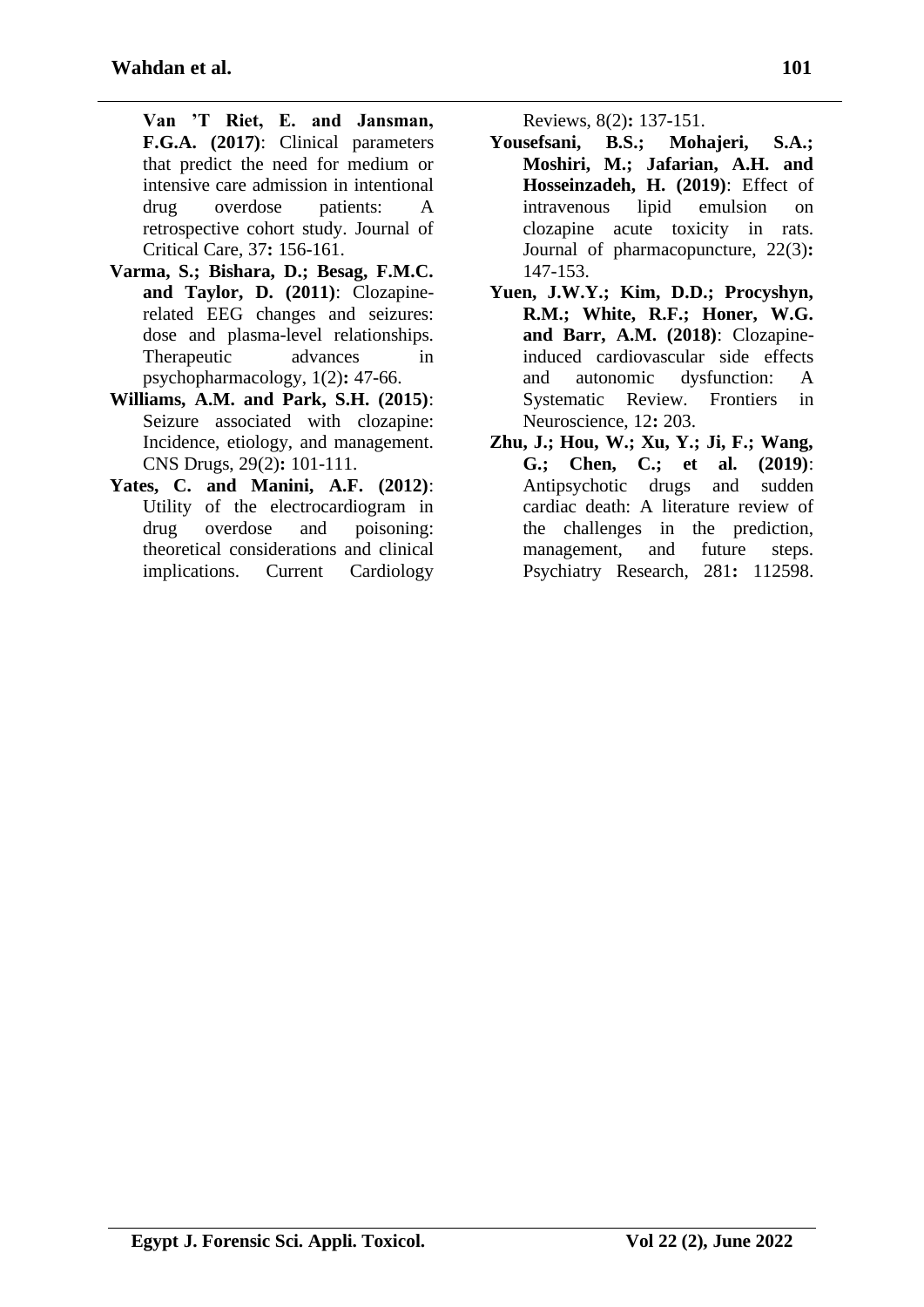**Van 'T Riet, E. and Jansman, F.G.A. (2017)**: Clinical parameters that predict the need for medium or intensive care admission in intentional drug overdose patients: A retrospective cohort study. Journal of Critical Care, 37**:** 156-161.

**Varma, S.; Bishara, D.; Besag, F.M.C. and Taylor, D. (2011)**: Clozapine-related EEG changes and seizures: dose and plasma-level relationships. Therapeutic advances in psychopharmacology, 1(2)**:** 47-66.

**Williams, A.M. and Park, S.H. (2015)**: Seizure associated with clozapine: Incidence, etiology, and management. CNS Drugs, 29(2)**:** 101-111.

**Yates, C. and Manini, A.F. (2012)**: Utility of the electrocardiogram in drug overdose and poisoning: theoretical considerations and clinical implications. Current Cardiology Reviews, 8(2)**:** 137-151.

**Yousefsani, B.S.; Mohajeri, S.A.; Moshiri, M.; Jafarian, A.H. and Hosseinzadeh, H. (2019)**: Effect of intravenous lipid emulsion on clozapine acute toxicity in rats. Journal of pharmacopuncture, 22(3)**:** 147-153.

**Yuen, J.W.Y.; Kim, D.D.; Procyshyn, R.M.; White, R.F.; Honer, W.G. and Barr, A.M. (2018)**: Clozapine-induced cardiovascular side effects and autonomic dysfunction: A Systematic Review. Frontiers in Neuroscience, 12**:** 203.

**Zhu, J.; Hou, W.; Xu, Y.; Ji, F.; Wang, G.; Chen, C.; et al. (2019)**: Antipsychotic drugs and sudden cardiac death: A literature review of the challenges in the prediction, management, and future steps. Psychiatry Research, 281**:** 112598.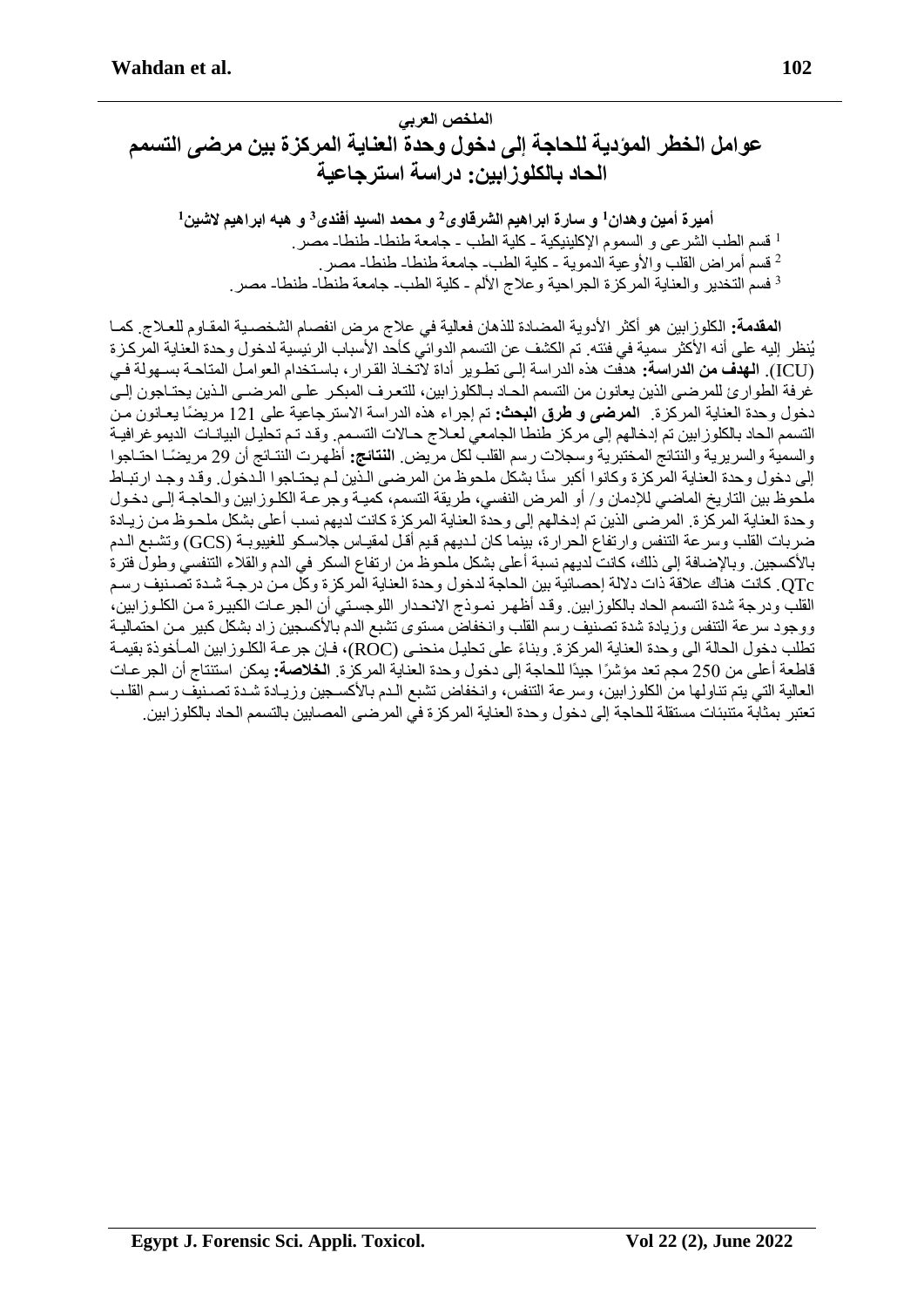## الملخص العربي

# عوامل الخطر المؤدية للحاجة إلى دخول وحدة العناية المركزة بين مرضى التسمم الحاد بالكلوزابين: دراسة استرجاعية

**أميرة أمين وهدان[1] و سارة ابراهيم الشرقاوى[2] و محمد السيد أفندى[3] و هبه ابراهيم لاشين[1]**

[1] قسم الطب الشرعي و السموم الإكلينيكية - كلية الطب - جامعة طنطا- طنطا- مصر.

[2] قسم أمراض القلب والأوعية الدموية - كلية الطب- جامعة طنطا- طنطا- مصر.

[3] قسم التخدير والعناية المركزة الجراحية وعلاج الألم - كلية الطب- جامعة طنطا- طنطا- مصر.

**المقدمة:** الكلوزابين هو أكثر الأدوية المضادة للذهان فعالية في علاج مرض انفصام الشخصية المقاوم للعلاج. كما يُنظر إليه على أنه الأكثر سمية في فئته. تم الكشف عن التسمم الدوائي كأحد الأسباب الرئيسية لدخول وحدة العناية المركزة (ICU). **الهدف من الدراسة:** هدفت هذه الدراسة إلى تطوير أداة لاتخاذ القرار، باستخدام العوامل المتاحة بسهولة في غرفة الطوارئ للمرضى الذين يعانون من التسمم الحاد بالكلوزابين، للتعرف المبكر على المرضى الذين يحتاجون إلى دخول وحدة العناية المركزة. **المرضى و طرق البحث:** تم إجراء هذه الدراسة الاسترجاعية على 121 مريضًا يعانون من التسمم الحاد بالكلوزابين تم إدخالهم إلى مركز طنطا الجامعي لعلاج حالات التسمم. وقد تم تحليل البيانات الديموغرافية والسمية والسريرية والنتائج المختبرية وسجلات رسم القلب لكل مريض. **النتائج:** أظهرت النتائج أن 29 مريضًا احتاجوا إلى دخول وحدة العناية المركزة وكانوا أكبر سنًا بشكل ملحوظ من المرضى الذين لم يحتاجوا الدخول. وقد وجد ارتباط ملحوظ بين التاريخ الماضي للإدمان و/ أو المرض النفسي، طريقة التسمم، كمية وجرعة الكلوزابين والحاجة إلى دخول وحدة العناية المركزة. المرضى الذين تم إدخالهم إلى وحدة العناية المركزة كانت لديهم نسب أعلى بشكل ملحوظ من زيادة ضربات القلب وسرعة التنفس وارتفاع الحرارة، بينما كان لديهم قيم أقل لمقياس جلاسكو للغيبوبة (GCS) وتشبع الدم بالأكسجين. وبالإضافة إلى ذلك، كانت لديهم نسبة أعلى بشكل ملحوظ من ارتفاع السكر في الدم والقلاء التنفسي وطول فترة QTc. كانت هناك علاقة ذات دلالة إحصائية بين الحاجة لدخول وحدة العناية المركزة وكل من درجة شدة تصنيف رسم القلب ودرجة شدة التسمم الحاد بالكلوزابين. وقد أظهر نموذج الانحدار اللوجستي أن الجرعات الكبيرة من الكلوزابين، ووجود سرعة التنفس وزيادة شدة تصنيف رسم القلب وانخفاض مستوى تشبع الدم بالأكسجين زاد بشكل كبير من احتمالية تطلب دخول الحالة الى وحدة العناية المركزة. وبناءً على تحليل منحنى (ROC)، فإن جرعة الكلوزابين المأخوذة بقيمة قاطعة أعلى من 250 مجم تعد مؤشرًا جيدًا للحاجة إلى دخول وحدة العناية المركزة. **الخلاصة:** يمكن استنتاج أن الجرعات العالية التي يتم تناولها من الكلوزابين، وسرعة التنفس، وانخفاض تشبع الدم بالأكسجين وزيادة شدة تصنيف رسم القلب تعتبر بمثابة متنبئات مستقلة للحاجة إلى دخول وحدة العناية المركزة في المرضى المصابين بالتسمم الحاد بالكلوزابين.